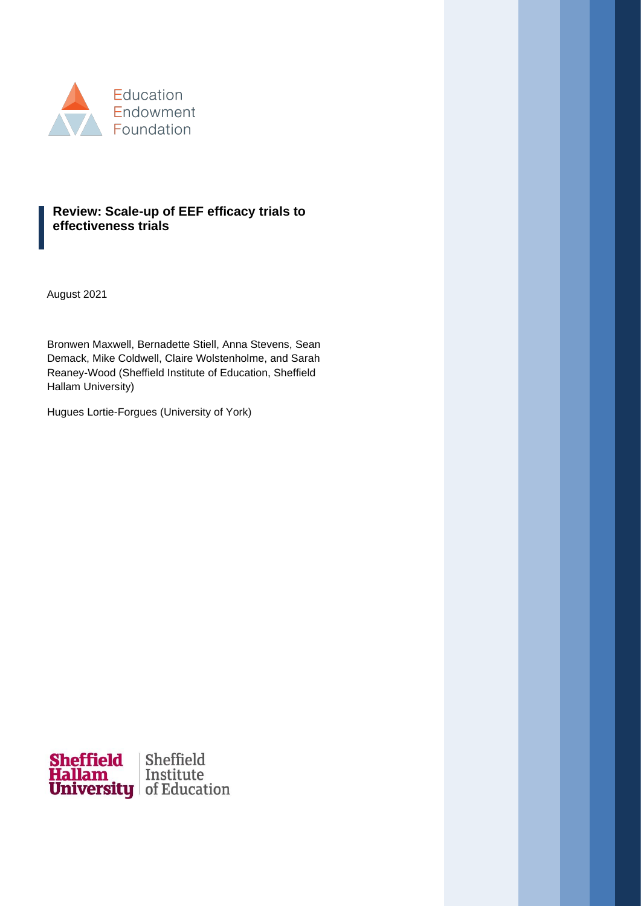Education Endowment Foundation

# Review: Scale-up of EEF efficacy trials to effectiveness trials

August 2021

Bronwen Maxwell, Bernadette Stiell, Anna Stevens, Sean Demack, Mike Coldwell, Claire Wolstenholme, and Sarah Reaney-Wood (Sheffield Institute of Education, Sheffield Hallam University)

Hugues Lortie-Forgues (University of York)

Sheffield Hallam University | Sheffield Institute of Education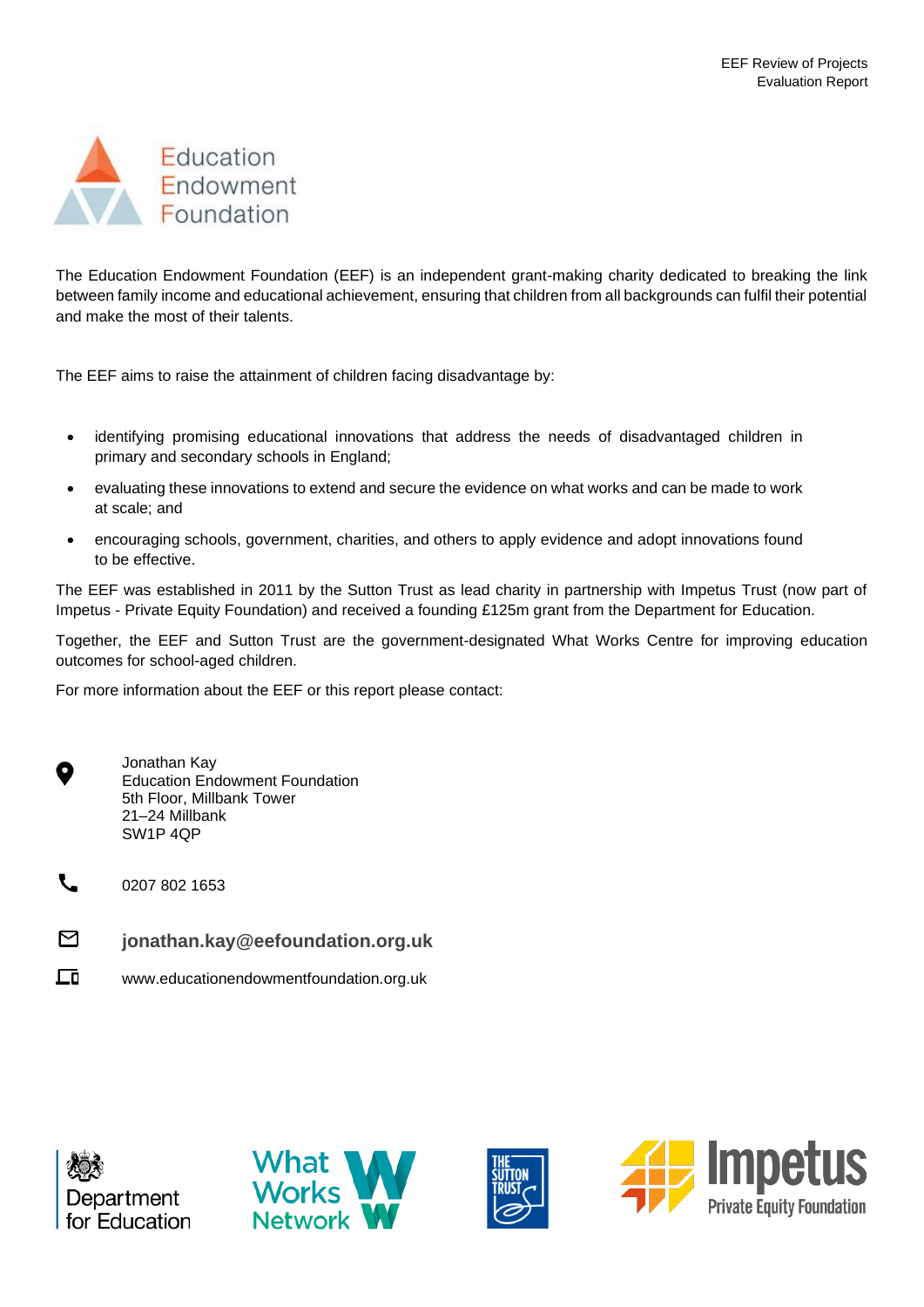The Education Endowment Foundation (EEF) is an independent grant-making charity dedicated to breaking the link between family income and educational achievement, ensuring that children from all backgrounds can fulfil their potential and make the most of their talents.

The EEF aims to raise the attainment of children facing disadvantage by:

- identifying promising educational innovations that address the needs of disadvantaged children in primary and secondary schools in England;
- evaluating these innovations to extend and secure the evidence on what works and can be made to work at scale; and
- encouraging schools, government, charities, and others to apply evidence and adopt innovations found to be effective.

The EEF was established in 2011 by the Sutton Trust as lead charity in partnership with Impetus Trust (now part of Impetus - Private Equity Foundation) and received a founding £125m grant from the Department for Education.

Together, the EEF and Sutton Trust are the government-designated What Works Centre for improving education outcomes for school-aged children.

For more information about the EEF or this report please contact:

Jonathan Kay
Education Endowment Foundation
5th Floor, Millbank Tower
21–24 Millbank
SW1P 4QP

0207 802 1653

**jonathan.kay@eefoundation.org.uk**

www.educationendowmentfoundation.org.uk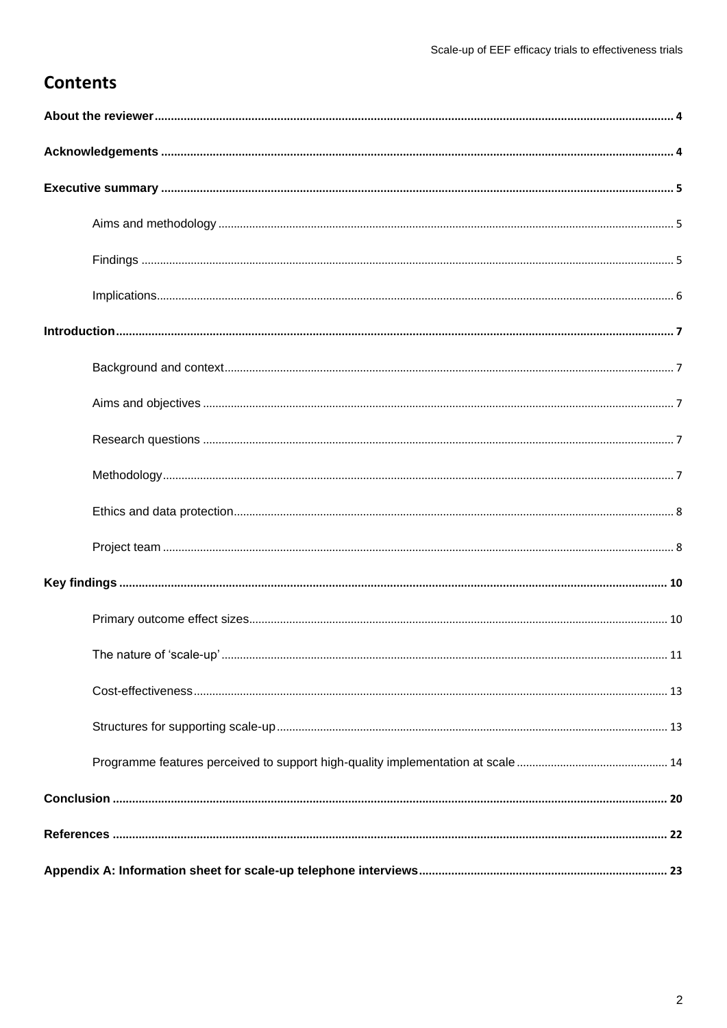# Contents

**About the reviewer** .......... 4

**Acknowledgements** .......... 4

**Executive summary** .......... 5

- Aims and methodology .......... 5
- Findings .......... 5
- Implications .......... 6

**Introduction** .......... 7

- Background and context .......... 7
- Aims and objectives .......... 7
- Research questions .......... 7
- Methodology .......... 7
- Ethics and data protection .......... 8
- Project team .......... 8

**Key findings** .......... 10

- Primary outcome effect sizes .......... 10
- The nature of 'scale-up' .......... 11
- Cost-effectiveness .......... 13
- Structures for supporting scale-up .......... 13
- Programme features perceived to support high-quality implementation at scale .......... 14

**Conclusion** .......... 20

**References** .......... 22

**Appendix A: Information sheet for scale-up telephone interviews** .......... 23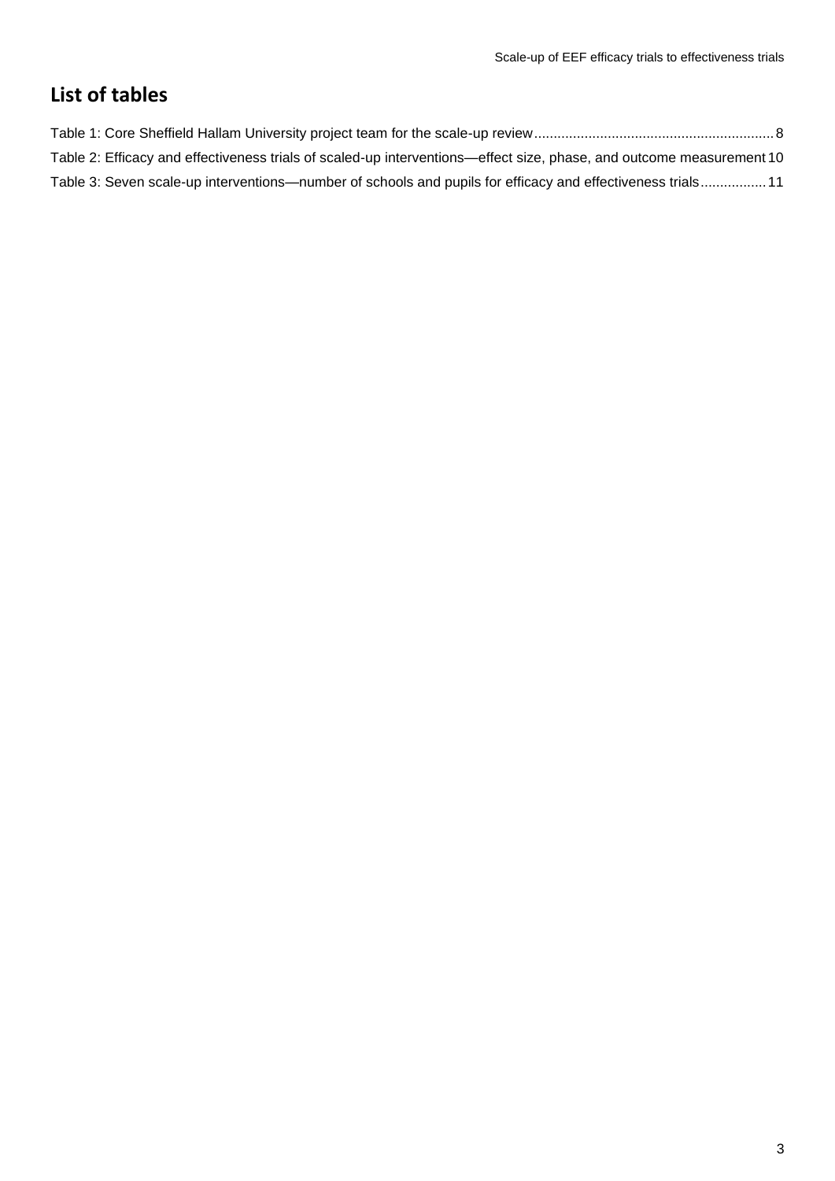## List of tables

Table 1: Core Sheffield Hallam University project team for the scale-up review ........ 8

Table 2: Efficacy and effectiveness trials of scaled-up interventions—effect size, phase, and outcome measurement 10

Table 3: Seven scale-up interventions—number of schools and pupils for efficacy and effectiveness trials ........ 11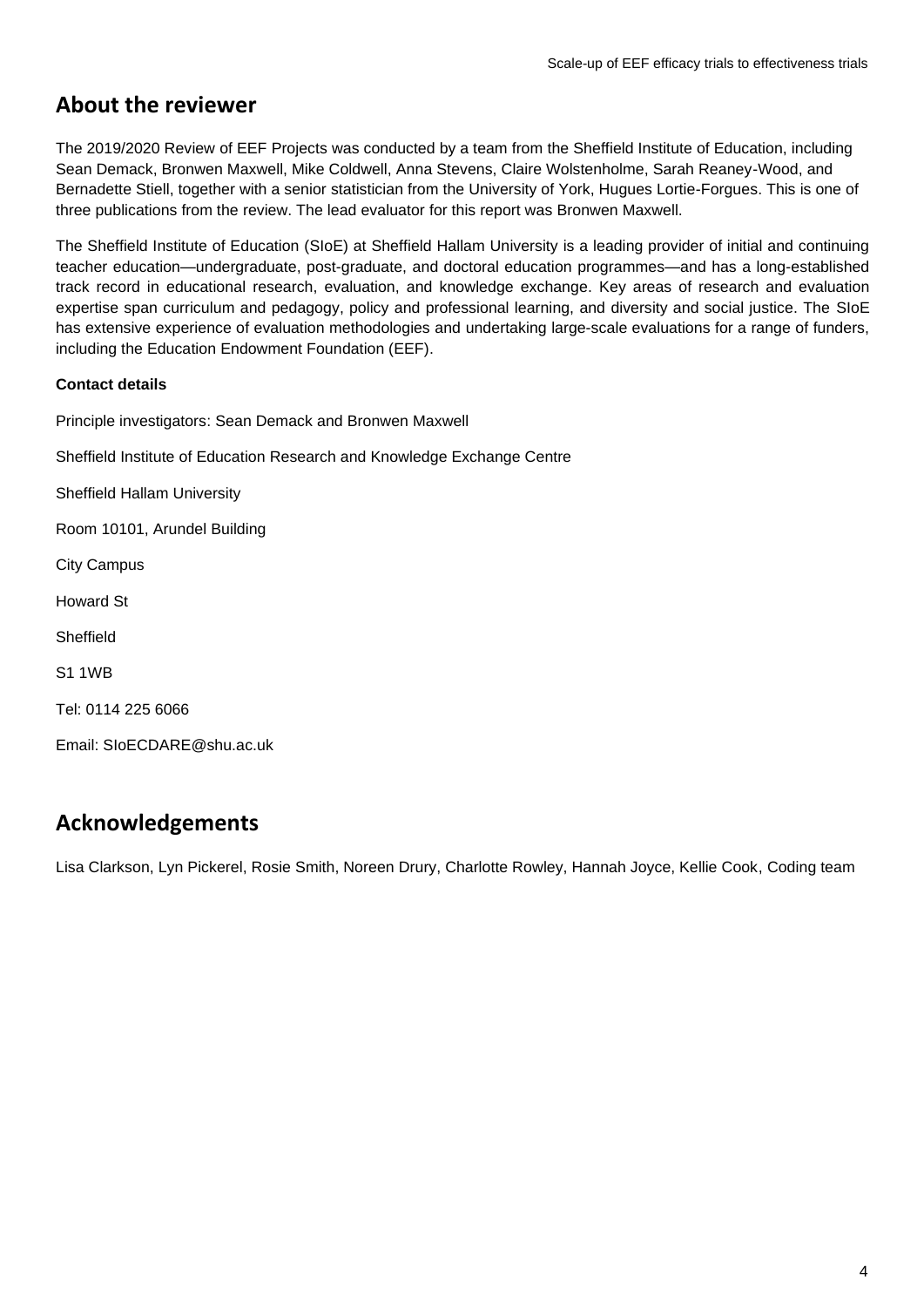## About the reviewer

The 2019/2020 Review of EEF Projects was conducted by a team from the Sheffield Institute of Education, including Sean Demack, Bronwen Maxwell, Mike Coldwell, Anna Stevens, Claire Wolstenholme, Sarah Reaney-Wood, and Bernadette Stiell, together with a senior statistician from the University of York, Hugues Lortie-Forgues. This is one of three publications from the review. The lead evaluator for this report was Bronwen Maxwell.

The Sheffield Institute of Education (SIoE) at Sheffield Hallam University is a leading provider of initial and continuing teacher education—undergraduate, post-graduate, and doctoral education programmes—and has a long-established track record in educational research, evaluation, and knowledge exchange. Key areas of research and evaluation expertise span curriculum and pedagogy, policy and professional learning, and diversity and social justice. The SIoE has extensive experience of evaluation methodologies and undertaking large-scale evaluations for a range of funders, including the Education Endowment Foundation (EEF).

**Contact details**

Principle investigators: Sean Demack and Bronwen Maxwell

Sheffield Institute of Education Research and Knowledge Exchange Centre

Sheffield Hallam University

Room 10101, Arundel Building

City Campus

Howard St

Sheffield

S1 1WB

Tel: 0114 225 6066

Email: SIoECDARE@shu.ac.uk

## Acknowledgements

Lisa Clarkson, Lyn Pickerel, Rosie Smith, Noreen Drury, Charlotte Rowley, Hannah Joyce, Kellie Cook, Coding team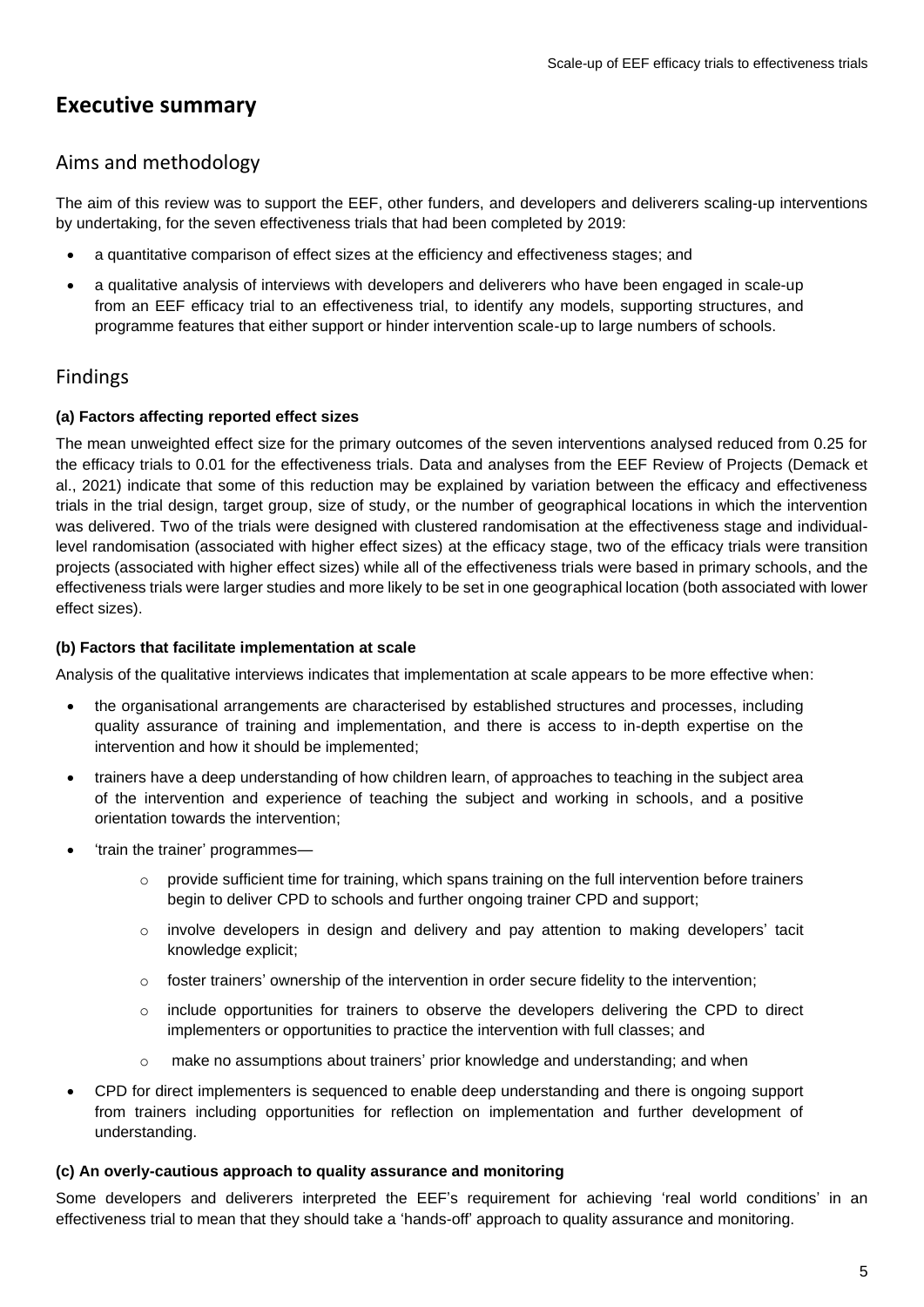# Executive summary

## Aims and methodology

The aim of this review was to support the EEF, other funders, and developers and deliverers scaling-up interventions by undertaking, for the seven effectiveness trials that had been completed by 2019:

- a quantitative comparison of effect sizes at the efficiency and effectiveness stages; and
- a qualitative analysis of interviews with developers and deliverers who have been engaged in scale-up from an EEF efficacy trial to an effectiveness trial, to identify any models, supporting structures, and programme features that either support or hinder intervention scale-up to large numbers of schools.

## Findings

### (a) Factors affecting reported effect sizes

The mean unweighted effect size for the primary outcomes of the seven interventions analysed reduced from 0.25 for the efficacy trials to 0.01 for the effectiveness trials. Data and analyses from the EEF Review of Projects (Demack et al., 2021) indicate that some of this reduction may be explained by variation between the efficacy and effectiveness trials in the trial design, target group, size of study, or the number of geographical locations in which the intervention was delivered. Two of the trials were designed with clustered randomisation at the effectiveness stage and individual-level randomisation (associated with higher effect sizes) at the efficacy stage, two of the efficacy trials were transition projects (associated with higher effect sizes) while all of the effectiveness trials were based in primary schools, and the effectiveness trials were larger studies and more likely to be set in one geographical location (both associated with lower effect sizes).

### (b) Factors that facilitate implementation at scale

Analysis of the qualitative interviews indicates that implementation at scale appears to be more effective when:

- the organisational arrangements are characterised by established structures and processes, including quality assurance of training and implementation, and there is access to in-depth expertise on the intervention and how it should be implemented;
- trainers have a deep understanding of how children learn, of approaches to teaching in the subject area of the intervention and experience of teaching the subject and working in schools, and a positive orientation towards the intervention;
- 'train the trainer' programmes—
  - provide sufficient time for training, which spans training on the full intervention before trainers begin to deliver CPD to schools and further ongoing trainer CPD and support;
  - involve developers in design and delivery and pay attention to making developers' tacit knowledge explicit;
  - foster trainers' ownership of the intervention in order secure fidelity to the intervention;
  - include opportunities for trainers to observe the developers delivering the CPD to direct implementers or opportunities to practice the intervention with full classes; and
  - make no assumptions about trainers' prior knowledge and understanding; and when
- CPD for direct implementers is sequenced to enable deep understanding and there is ongoing support from trainers including opportunities for reflection on implementation and further development of understanding.

### (c) An overly-cautious approach to quality assurance and monitoring

Some developers and deliverers interpreted the EEF's requirement for achieving 'real world conditions' in an effectiveness trial to mean that they should take a 'hands-off' approach to quality assurance and monitoring.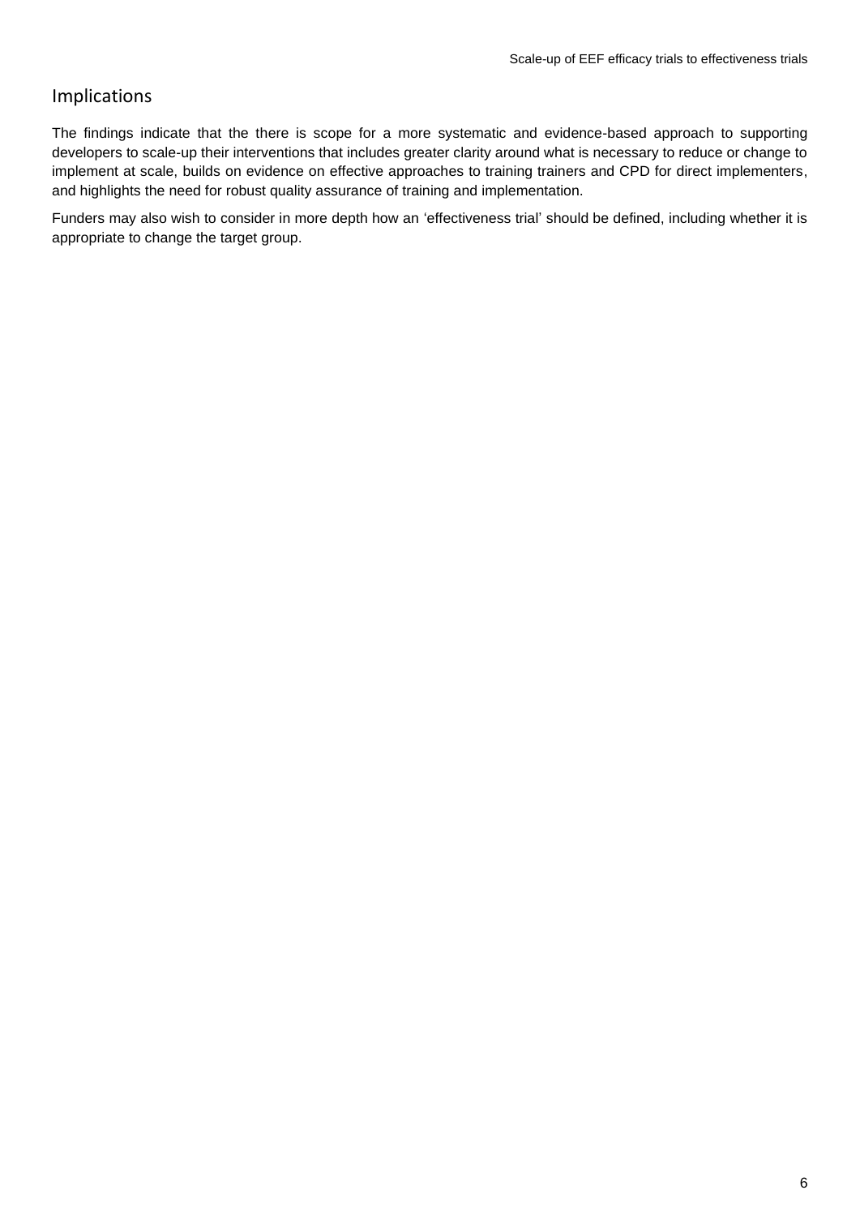## Implications

The findings indicate that the there is scope for a more systematic and evidence-based approach to supporting developers to scale-up their interventions that includes greater clarity around what is necessary to reduce or change to implement at scale, builds on evidence on effective approaches to training trainers and CPD for direct implementers, and highlights the need for robust quality assurance of training and implementation.

Funders may also wish to consider in more depth how an 'effectiveness trial' should be defined, including whether it is appropriate to change the target group.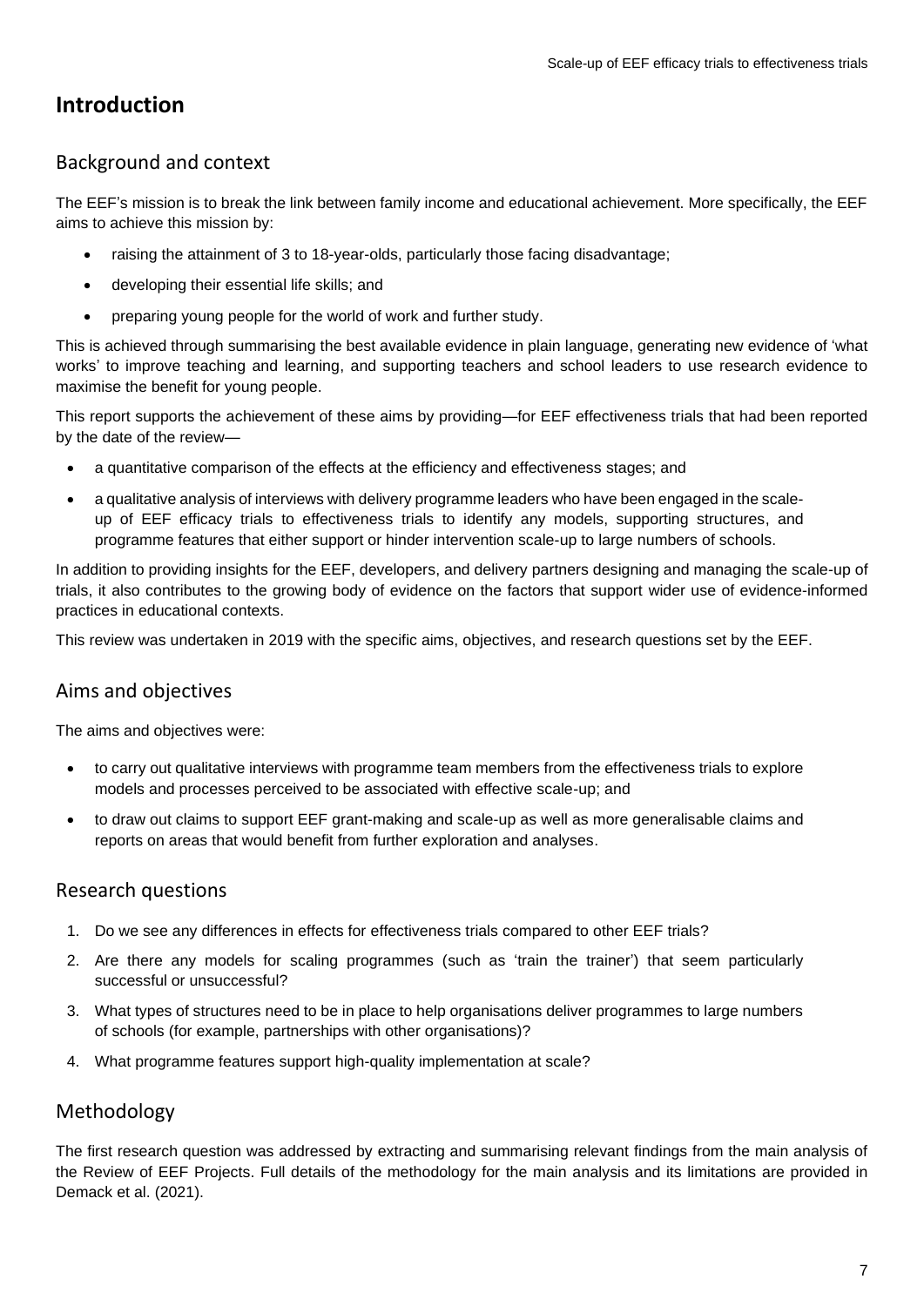# Introduction

## Background and context

The EEF's mission is to break the link between family income and educational achievement. More specifically, the EEF aims to achieve this mission by:

- raising the attainment of 3 to 18-year-olds, particularly those facing disadvantage;
- developing their essential life skills; and
- preparing young people for the world of work and further study.

This is achieved through summarising the best available evidence in plain language, generating new evidence of 'what works' to improve teaching and learning, and supporting teachers and school leaders to use research evidence to maximise the benefit for young people.

This report supports the achievement of these aims by providing—for EEF effectiveness trials that had been reported by the date of the review—

- a quantitative comparison of the effects at the efficiency and effectiveness stages; and
- a qualitative analysis of interviews with delivery programme leaders who have been engaged in the scale-up of EEF efficacy trials to effectiveness trials to identify any models, supporting structures, and programme features that either support or hinder intervention scale-up to large numbers of schools.

In addition to providing insights for the EEF, developers, and delivery partners designing and managing the scale-up of trials, it also contributes to the growing body of evidence on the factors that support wider use of evidence-informed practices in educational contexts.

This review was undertaken in 2019 with the specific aims, objectives, and research questions set by the EEF.

## Aims and objectives

The aims and objectives were:

- to carry out qualitative interviews with programme team members from the effectiveness trials to explore models and processes perceived to be associated with effective scale-up; and
- to draw out claims to support EEF grant-making and scale-up as well as more generalisable claims and reports on areas that would benefit from further exploration and analyses.

## Research questions

1. Do we see any differences in effects for effectiveness trials compared to other EEF trials?
2. Are there any models for scaling programmes (such as 'train the trainer') that seem particularly successful or unsuccessful?
3. What types of structures need to be in place to help organisations deliver programmes to large numbers of schools (for example, partnerships with other organisations)?
4. What programme features support high-quality implementation at scale?

## Methodology

The first research question was addressed by extracting and summarising relevant findings from the main analysis of the Review of EEF Projects. Full details of the methodology for the main analysis and its limitations are provided in Demack et al. (2021).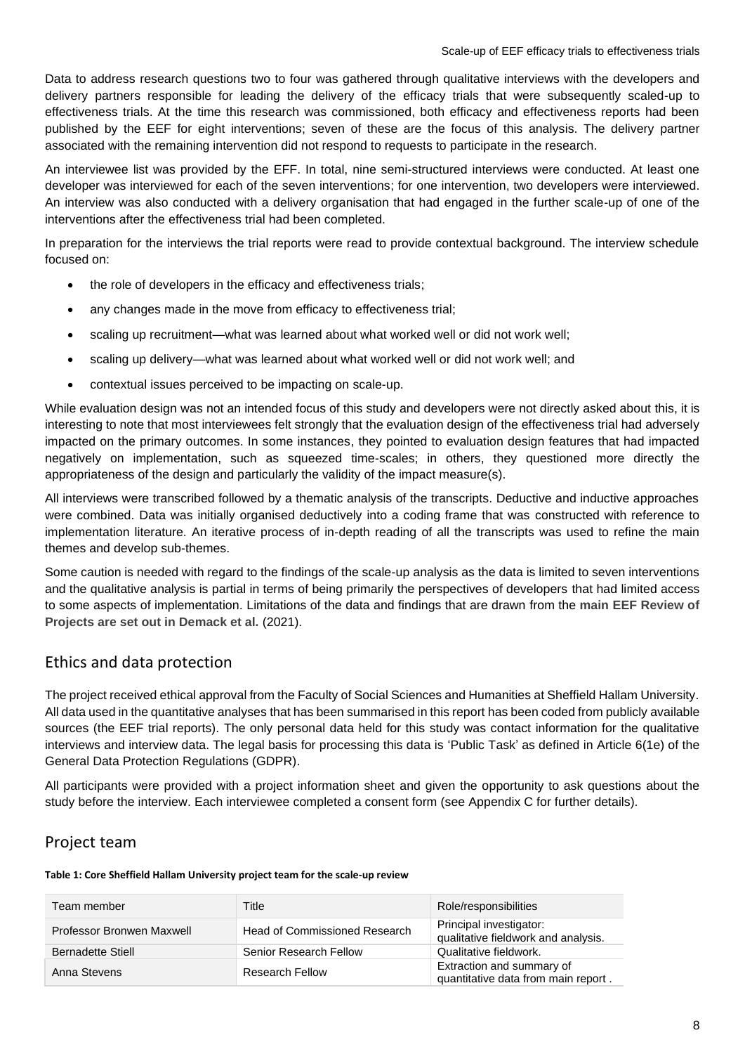Data to address research questions two to four was gathered through qualitative interviews with the developers and delivery partners responsible for leading the delivery of the efficacy trials that were subsequently scaled-up to effectiveness trials. At the time this research was commissioned, both efficacy and effectiveness reports had been published by the EEF for eight interventions; seven of these are the focus of this analysis. The delivery partner associated with the remaining intervention did not respond to requests to participate in the research.

An interviewee list was provided by the EFF. In total, nine semi-structured interviews were conducted. At least one developer was interviewed for each of the seven interventions; for one intervention, two developers were interviewed. An interview was also conducted with a delivery organisation that had engaged in the further scale-up of one of the interventions after the effectiveness trial had been completed.

In preparation for the interviews the trial reports were read to provide contextual background. The interview schedule focused on:

- the role of developers in the efficacy and effectiveness trials;
- any changes made in the move from efficacy to effectiveness trial;
- scaling up recruitment—what was learned about what worked well or did not work well;
- scaling up delivery—what was learned about what worked well or did not work well; and
- contextual issues perceived to be impacting on scale-up.

While evaluation design was not an intended focus of this study and developers were not directly asked about this, it is interesting to note that most interviewees felt strongly that the evaluation design of the effectiveness trial had adversely impacted on the primary outcomes. In some instances, they pointed to evaluation design features that had impacted negatively on implementation, such as squeezed time-scales; in others, they questioned more directly the appropriateness of the design and particularly the validity of the impact measure(s).

All interviews were transcribed followed by a thematic analysis of the transcripts. Deductive and inductive approaches were combined. Data was initially organised deductively into a coding frame that was constructed with reference to implementation literature. An iterative process of in-depth reading of all the transcripts was used to refine the main themes and develop sub-themes.

Some caution is needed with regard to the findings of the scale-up analysis as the data is limited to seven interventions and the qualitative analysis is partial in terms of being primarily the perspectives of developers that had limited access to some aspects of implementation. Limitations of the data and findings that are drawn from the **main EEF Review of Projects are set out in Demack et al.** (2021).

## Ethics and data protection

The project received ethical approval from the Faculty of Social Sciences and Humanities at Sheffield Hallam University. All data used in the quantitative analyses that has been summarised in this report has been coded from publicly available sources (the EEF trial reports). The only personal data held for this study was contact information for the qualitative interviews and interview data. The legal basis for processing this data is 'Public Task' as defined in Article 6(1e) of the General Data Protection Regulations (GDPR).

All participants were provided with a project information sheet and given the opportunity to ask questions about the study before the interview. Each interviewee completed a consent form (see Appendix C for further details).

## Project team

**Table 1: Core Sheffield Hallam University project team for the scale-up review**

| Team member | Title | Role/responsibilities |
|---|---|---|
| Professor Bronwen Maxwell | Head of Commissioned Research | Principal investigator: qualitative fieldwork and analysis. |
| Bernadette Stiell | Senior Research Fellow | Qualitative fieldwork. |
| Anna Stevens | Research Fellow | Extraction and summary of quantitative data from main report . |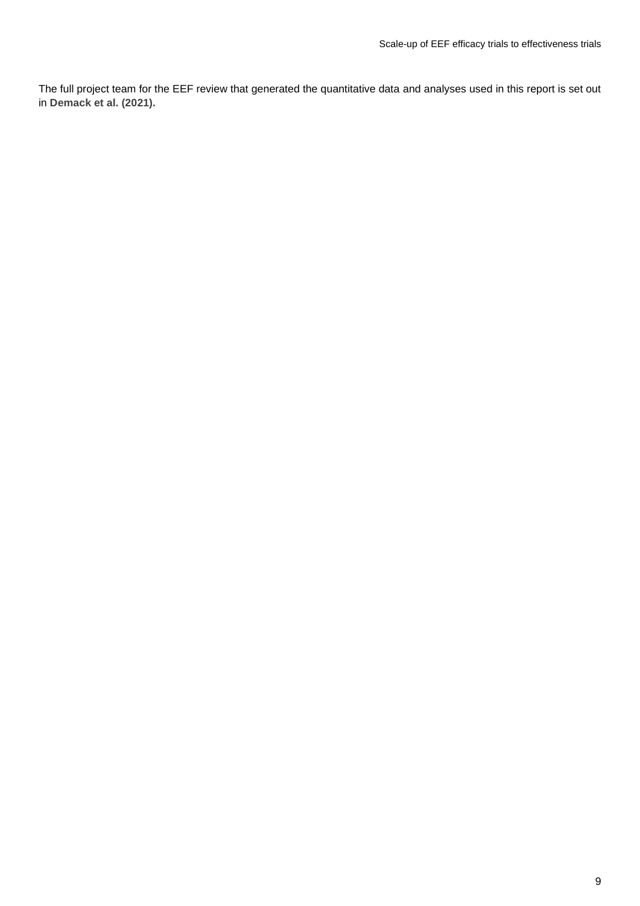The full project team for the EEF review that generated the quantitative data and analyses used in this report is set out in **Demack et al. (2021).**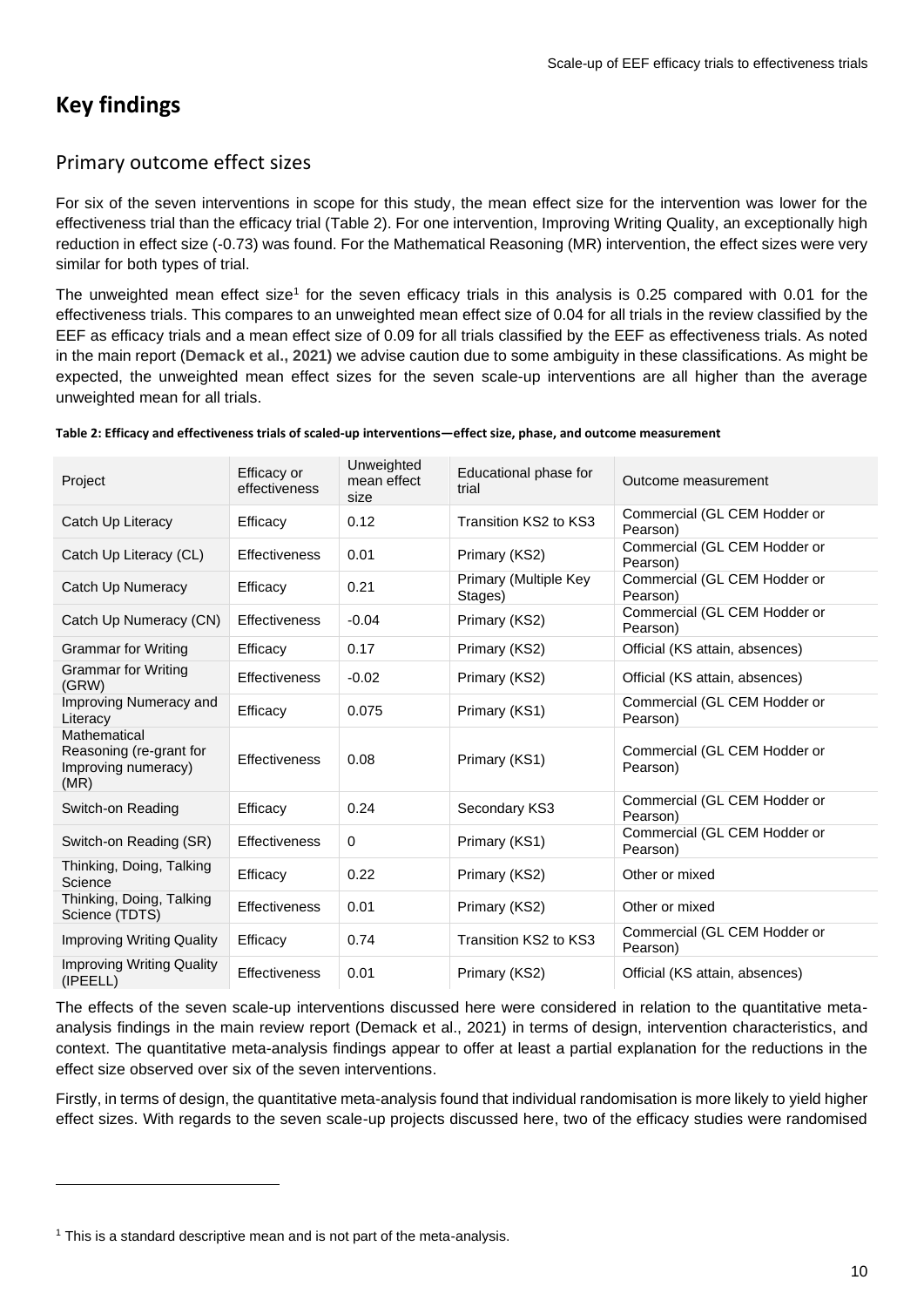# Key findings

## Primary outcome effect sizes

For six of the seven interventions in scope for this study, the mean effect size for the intervention was lower for the effectiveness trial than the efficacy trial (Table 2). For one intervention, Improving Writing Quality, an exceptionally high reduction in effect size (-0.73) was found. For the Mathematical Reasoning (MR) intervention, the effect sizes were very similar for both types of trial.

The unweighted mean effect size[1] for the seven efficacy trials in this analysis is 0.25 compared with 0.01 for the effectiveness trials. This compares to an unweighted mean effect size of 0.04 for all trials in the review classified by the EEF as efficacy trials and a mean effect size of 0.09 for all trials classified by the EEF as effectiveness trials. As noted in the main report (**Demack et al., 2021**) we advise caution due to some ambiguity in these classifications. As might be expected, the unweighted mean effect sizes for the seven scale-up interventions are all higher than the average unweighted mean for all trials.

**Table 2: Efficacy and effectiveness trials of scaled-up interventions—effect size, phase, and outcome measurement**

| Project | Efficacy or effectiveness | Unweighted mean effect size | Educational phase for trial | Outcome measurement |
|---|---|---|---|---|
| Catch Up Literacy | Efficacy | 0.12 | Transition KS2 to KS3 | Commercial (GL CEM Hodder or Pearson) |
| Catch Up Literacy (CL) | Effectiveness | 0.01 | Primary (KS2) | Commercial (GL CEM Hodder or Pearson) |
| Catch Up Numeracy | Efficacy | 0.21 | Primary (Multiple Key Stages) | Commercial (GL CEM Hodder or Pearson) |
| Catch Up Numeracy (CN) | Effectiveness | -0.04 | Primary (KS2) | Commercial (GL CEM Hodder or Pearson) |
| Grammar for Writing | Efficacy | 0.17 | Primary (KS2) | Official (KS attain, absences) |
| Grammar for Writing (GRW) | Effectiveness | -0.02 | Primary (KS2) | Official (KS attain, absences) |
| Improving Numeracy and Literacy | Efficacy | 0.075 | Primary (KS1) | Commercial (GL CEM Hodder or Pearson) |
| Mathematical Reasoning (re-grant for Improving numeracy) (MR) | Effectiveness | 0.08 | Primary (KS1) | Commercial (GL CEM Hodder or Pearson) |
| Switch-on Reading | Efficacy | 0.24 | Secondary KS3 | Commercial (GL CEM Hodder or Pearson) |
| Switch-on Reading (SR) | Effectiveness | 0 | Primary (KS1) | Commercial (GL CEM Hodder or Pearson) |
| Thinking, Doing, Talking Science | Efficacy | 0.22 | Primary (KS2) | Other or mixed |
| Thinking, Doing, Talking Science (TDTS) | Effectiveness | 0.01 | Primary (KS2) | Other or mixed |
| Improving Writing Quality | Efficacy | 0.74 | Transition KS2 to KS3 | Commercial (GL CEM Hodder or Pearson) |
| Improving Writing Quality (IPEELL) | Effectiveness | 0.01 | Primary (KS2) | Official (KS attain, absences) |

The effects of the seven scale-up interventions discussed here were considered in relation to the quantitative meta-analysis findings in the main review report (Demack et al., 2021) in terms of design, intervention characteristics, and context. The quantitative meta-analysis findings appear to offer at least a partial explanation for the reductions in the effect size observed over six of the seven interventions.

Firstly, in terms of design, the quantitative meta-analysis found that individual randomisation is more likely to yield higher effect sizes. With regards to the seven scale-up projects discussed here, two of the efficacy studies were randomised

[1] This is a standard descriptive mean and is not part of the meta-analysis.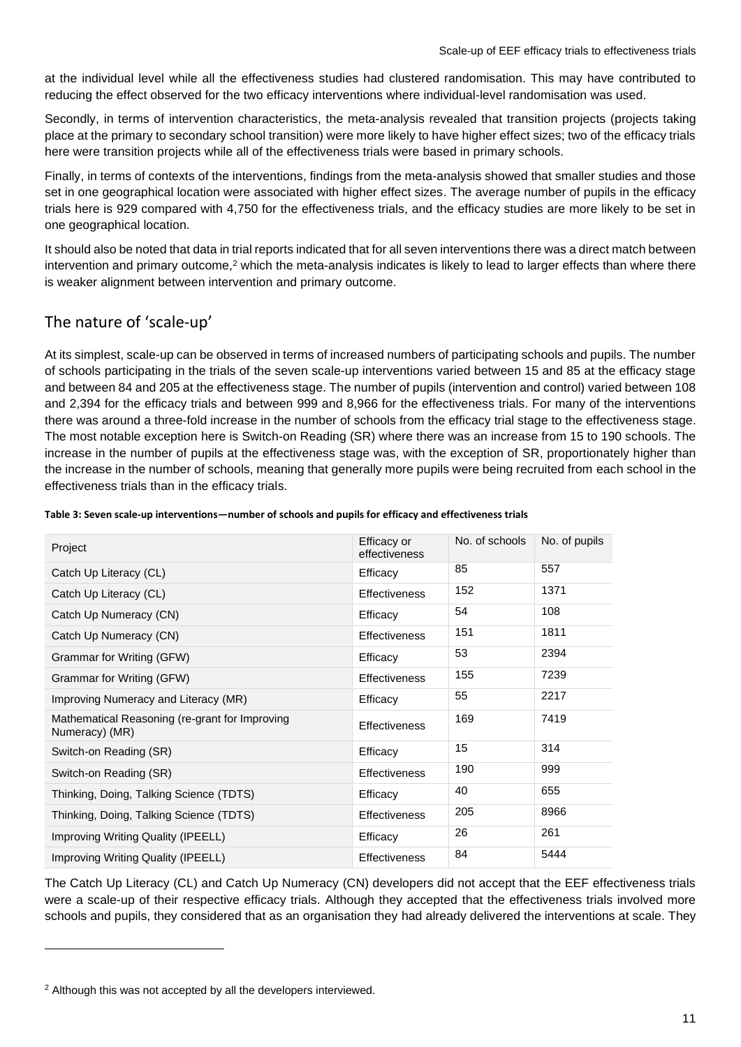at the individual level while all the effectiveness studies had clustered randomisation. This may have contributed to reducing the effect observed for the two efficacy interventions where individual-level randomisation was used.

Secondly, in terms of intervention characteristics, the meta-analysis revealed that transition projects (projects taking place at the primary to secondary school transition) were more likely to have higher effect sizes; two of the efficacy trials here were transition projects while all of the effectiveness trials were based in primary schools.

Finally, in terms of contexts of the interventions, findings from the meta-analysis showed that smaller studies and those set in one geographical location were associated with higher effect sizes. The average number of pupils in the efficacy trials here is 929 compared with 4,750 for the effectiveness trials, and the efficacy studies are more likely to be set in one geographical location.

It should also be noted that data in trial reports indicated that for all seven interventions there was a direct match between intervention and primary outcome,[2] which the meta-analysis indicates is likely to lead to larger effects than where there is weaker alignment between intervention and primary outcome.

## The nature of 'scale-up'

At its simplest, scale-up can be observed in terms of increased numbers of participating schools and pupils. The number of schools participating in the trials of the seven scale-up interventions varied between 15 and 85 at the efficacy stage and between 84 and 205 at the effectiveness stage. The number of pupils (intervention and control) varied between 108 and 2,394 for the efficacy trials and between 999 and 8,966 for the effectiveness trials. For many of the interventions there was around a three-fold increase in the number of schools from the efficacy trial stage to the effectiveness stage. The most notable exception here is Switch-on Reading (SR) where there was an increase from 15 to 190 schools. The increase in the number of pupils at the effectiveness stage was, with the exception of SR, proportionately higher than the increase in the number of schools, meaning that generally more pupils were being recruited from each school in the effectiveness trials than in the efficacy trials.

**Table 3: Seven scale-up interventions—number of schools and pupils for efficacy and effectiveness trials**

| Project | Efficacy or effectiveness | No. of schools | No. of pupils |
|---|---|---|---|
| Catch Up Literacy (CL) | Efficacy | 85 | 557 |
| Catch Up Literacy (CL) | Effectiveness | 152 | 1371 |
| Catch Up Numeracy (CN) | Efficacy | 54 | 108 |
| Catch Up Numeracy (CN) | Effectiveness | 151 | 1811 |
| Grammar for Writing (GFW) | Efficacy | 53 | 2394 |
| Grammar for Writing (GFW) | Effectiveness | 155 | 7239 |
| Improving Numeracy and Literacy (MR) | Efficacy | 55 | 2217 |
| Mathematical Reasoning (re-grant for Improving Numeracy) (MR) | Effectiveness | 169 | 7419 |
| Switch-on Reading (SR) | Efficacy | 15 | 314 |
| Switch-on Reading (SR) | Effectiveness | 190 | 999 |
| Thinking, Doing, Talking Science (TDTS) | Efficacy | 40 | 655 |
| Thinking, Doing, Talking Science (TDTS) | Effectiveness | 205 | 8966 |
| Improving Writing Quality (IPEELL) | Efficacy | 26 | 261 |
| Improving Writing Quality (IPEELL) | Effectiveness | 84 | 5444 |

The Catch Up Literacy (CL) and Catch Up Numeracy (CN) developers did not accept that the EEF effectiveness trials were a scale-up of their respective efficacy trials. Although they accepted that the effectiveness trials involved more schools and pupils, they considered that as an organisation they had already delivered the interventions at scale. They

[2] Although this was not accepted by all the developers interviewed.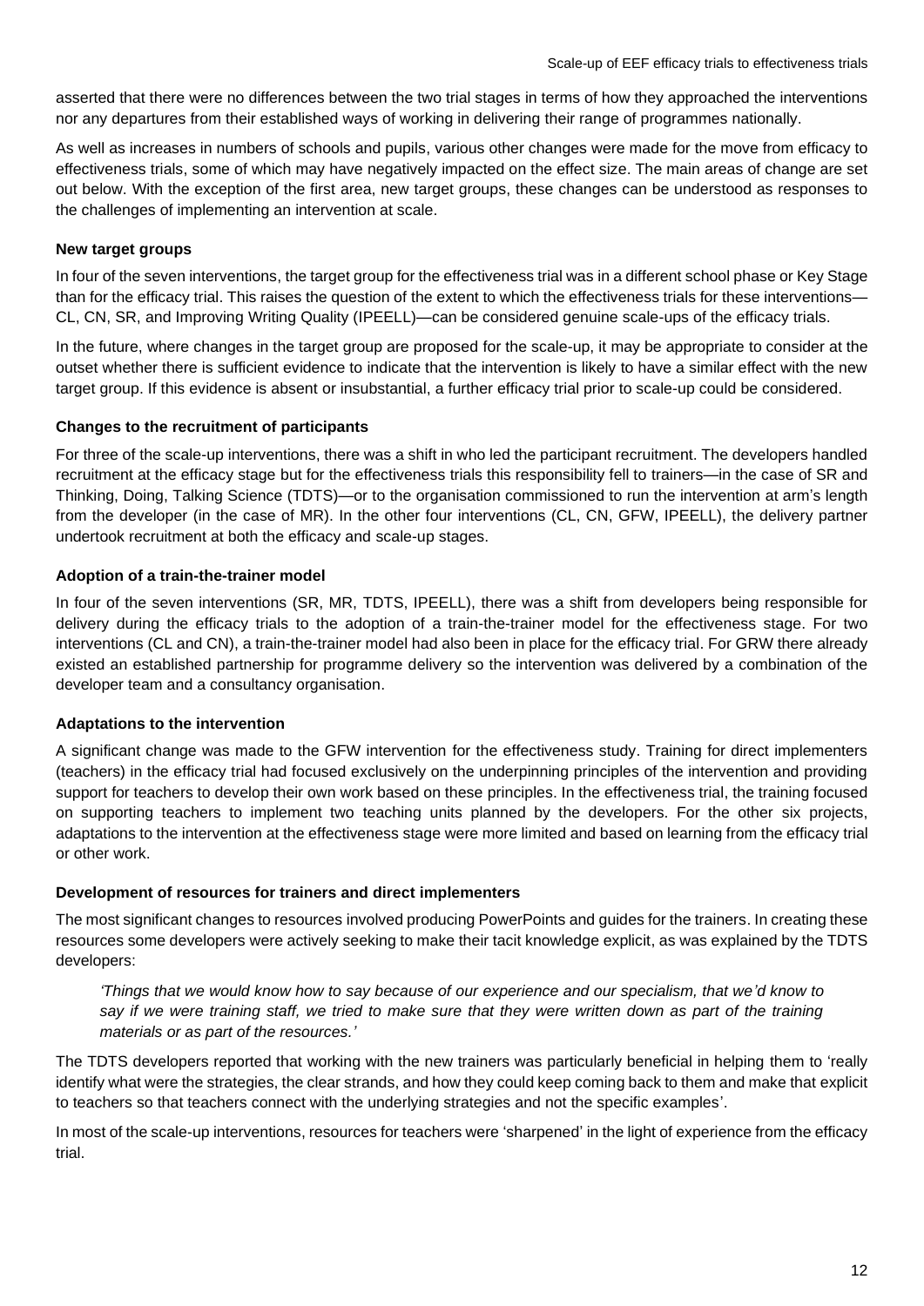asserted that there were no differences between the two trial stages in terms of how they approached the interventions nor any departures from their established ways of working in delivering their range of programmes nationally.

As well as increases in numbers of schools and pupils, various other changes were made for the move from efficacy to effectiveness trials, some of which may have negatively impacted on the effect size. The main areas of change are set out below. With the exception of the first area, new target groups, these changes can be understood as responses to the challenges of implementing an intervention at scale.

**New target groups**

In four of the seven interventions, the target group for the effectiveness trial was in a different school phase or Key Stage than for the efficacy trial. This raises the question of the extent to which the effectiveness trials for these interventions—CL, CN, SR, and Improving Writing Quality (IPEELL)—can be considered genuine scale-ups of the efficacy trials.

In the future, where changes in the target group are proposed for the scale-up, it may be appropriate to consider at the outset whether there is sufficient evidence to indicate that the intervention is likely to have a similar effect with the new target group. If this evidence is absent or insubstantial, a further efficacy trial prior to scale-up could be considered.

**Changes to the recruitment of participants**

For three of the scale-up interventions, there was a shift in who led the participant recruitment. The developers handled recruitment at the efficacy stage but for the effectiveness trials this responsibility fell to trainers—in the case of SR and Thinking, Doing, Talking Science (TDTS)—or to the organisation commissioned to run the intervention at arm's length from the developer (in the case of MR). In the other four interventions (CL, CN, GFW, IPEELL), the delivery partner undertook recruitment at both the efficacy and scale-up stages.

**Adoption of a train-the-trainer model**

In four of the seven interventions (SR, MR, TDTS, IPEELL), there was a shift from developers being responsible for delivery during the efficacy trials to the adoption of a train-the-trainer model for the effectiveness stage. For two interventions (CL and CN), a train-the-trainer model had also been in place for the efficacy trial. For GRW there already existed an established partnership for programme delivery so the intervention was delivered by a combination of the developer team and a consultancy organisation.

**Adaptations to the intervention**

A significant change was made to the GFW intervention for the effectiveness study. Training for direct implementers (teachers) in the efficacy trial had focused exclusively on the underpinning principles of the intervention and providing support for teachers to develop their own work based on these principles. In the effectiveness trial, the training focused on supporting teachers to implement two teaching units planned by the developers. For the other six projects, adaptations to the intervention at the effectiveness stage were more limited and based on learning from the efficacy trial or other work.

**Development of resources for trainers and direct implementers**

The most significant changes to resources involved producing PowerPoints and guides for the trainers. In creating these resources some developers were actively seeking to make their tacit knowledge explicit, as was explained by the TDTS developers:

> *'Things that we would know how to say because of our experience and our specialism, that we'd know to say if we were training staff, we tried to make sure that they were written down as part of the training materials or as part of the resources.'*

The TDTS developers reported that working with the new trainers was particularly beneficial in helping them to 'really identify what were the strategies, the clear strands, and how they could keep coming back to them and make that explicit to teachers so that teachers connect with the underlying strategies and not the specific examples'.

In most of the scale-up interventions, resources for teachers were 'sharpened' in the light of experience from the efficacy trial.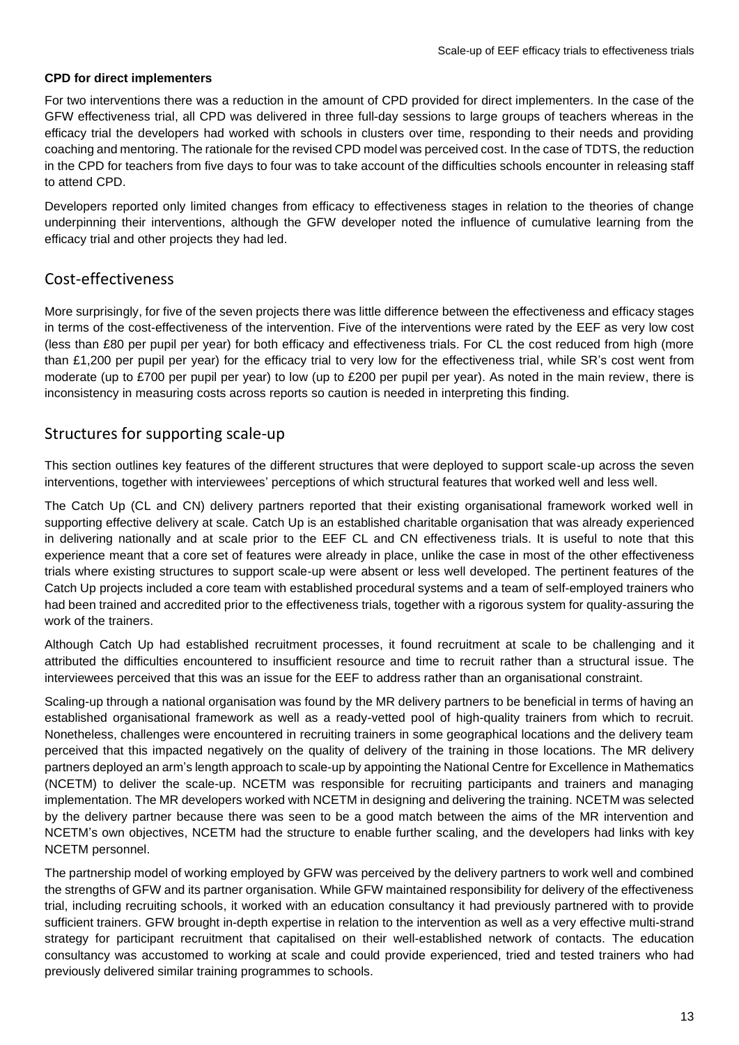**CPD for direct implementers**

For two interventions there was a reduction in the amount of CPD provided for direct implementers. In the case of the GFW effectiveness trial, all CPD was delivered in three full-day sessions to large groups of teachers whereas in the efficacy trial the developers had worked with schools in clusters over time, responding to their needs and providing coaching and mentoring. The rationale for the revised CPD model was perceived cost. In the case of TDTS, the reduction in the CPD for teachers from five days to four was to take account of the difficulties schools encounter in releasing staff to attend CPD.

Developers reported only limited changes from efficacy to effectiveness stages in relation to the theories of change underpinning their interventions, although the GFW developer noted the influence of cumulative learning from the efficacy trial and other projects they had led.

## Cost-effectiveness

More surprisingly, for five of the seven projects there was little difference between the effectiveness and efficacy stages in terms of the cost-effectiveness of the intervention. Five of the interventions were rated by the EEF as very low cost (less than £80 per pupil per year) for both efficacy and effectiveness trials. For CL the cost reduced from high (more than £1,200 per pupil per year) for the efficacy trial to very low for the effectiveness trial, while SR's cost went from moderate (up to £700 per pupil per year) to low (up to £200 per pupil per year). As noted in the main review, there is inconsistency in measuring costs across reports so caution is needed in interpreting this finding.

## Structures for supporting scale-up

This section outlines key features of the different structures that were deployed to support scale-up across the seven interventions, together with interviewees' perceptions of which structural features that worked well and less well.

The Catch Up (CL and CN) delivery partners reported that their existing organisational framework worked well in supporting effective delivery at scale. Catch Up is an established charitable organisation that was already experienced in delivering nationally and at scale prior to the EEF CL and CN effectiveness trials. It is useful to note that this experience meant that a core set of features were already in place, unlike the case in most of the other effectiveness trials where existing structures to support scale-up were absent or less well developed. The pertinent features of the Catch Up projects included a core team with established procedural systems and a team of self-employed trainers who had been trained and accredited prior to the effectiveness trials, together with a rigorous system for quality-assuring the work of the trainers.

Although Catch Up had established recruitment processes, it found recruitment at scale to be challenging and it attributed the difficulties encountered to insufficient resource and time to recruit rather than a structural issue. The interviewees perceived that this was an issue for the EEF to address rather than an organisational constraint.

Scaling-up through a national organisation was found by the MR delivery partners to be beneficial in terms of having an established organisational framework as well as a ready-vetted pool of high-quality trainers from which to recruit. Nonetheless, challenges were encountered in recruiting trainers in some geographical locations and the delivery team perceived that this impacted negatively on the quality of delivery of the training in those locations. The MR delivery partners deployed an arm's length approach to scale-up by appointing the National Centre for Excellence in Mathematics (NCETM) to deliver the scale-up. NCETM was responsible for recruiting participants and trainers and managing implementation. The MR developers worked with NCETM in designing and delivering the training. NCETM was selected by the delivery partner because there was seen to be a good match between the aims of the MR intervention and NCETM's own objectives, NCETM had the structure to enable further scaling, and the developers had links with key NCETM personnel.

The partnership model of working employed by GFW was perceived by the delivery partners to work well and combined the strengths of GFW and its partner organisation. While GFW maintained responsibility for delivery of the effectiveness trial, including recruiting schools, it worked with an education consultancy it had previously partnered with to provide sufficient trainers. GFW brought in-depth expertise in relation to the intervention as well as a very effective multi-strand strategy for participant recruitment that capitalised on their well-established network of contacts. The education consultancy was accustomed to working at scale and could provide experienced, tried and tested trainers who had previously delivered similar training programmes to schools.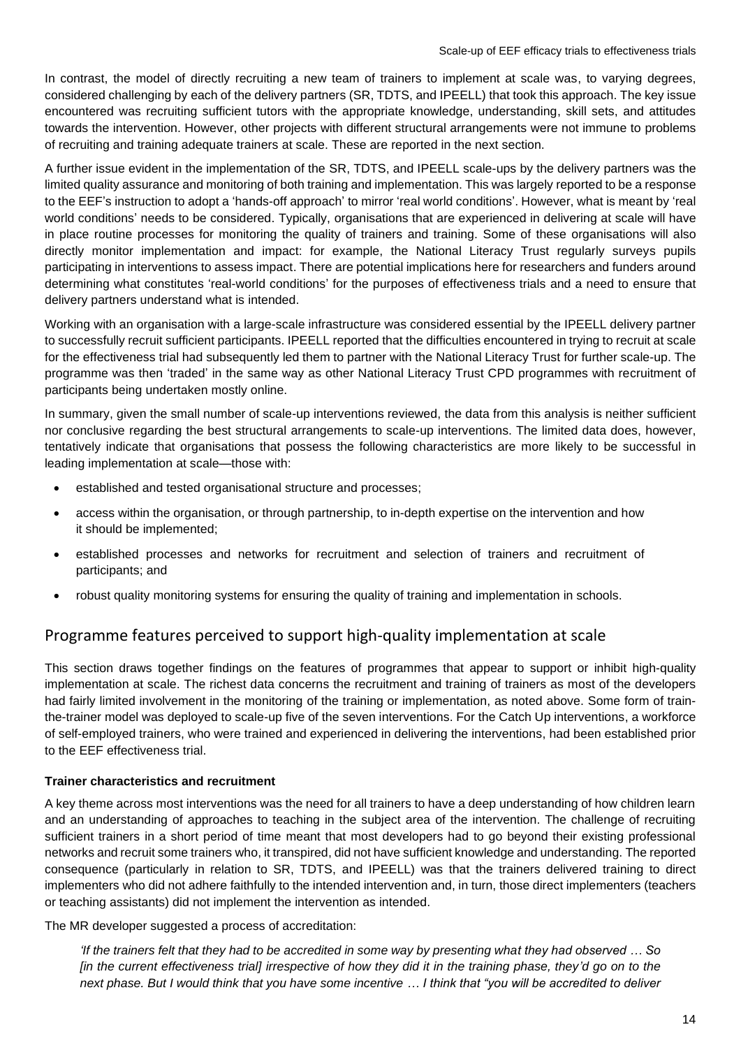In contrast, the model of directly recruiting a new team of trainers to implement at scale was, to varying degrees, considered challenging by each of the delivery partners (SR, TDTS, and IPEELL) that took this approach. The key issue encountered was recruiting sufficient tutors with the appropriate knowledge, understanding, skill sets, and attitudes towards the intervention. However, other projects with different structural arrangements were not immune to problems of recruiting and training adequate trainers at scale. These are reported in the next section.

A further issue evident in the implementation of the SR, TDTS, and IPEELL scale-ups by the delivery partners was the limited quality assurance and monitoring of both training and implementation. This was largely reported to be a response to the EEF's instruction to adopt a 'hands-off approach' to mirror 'real world conditions'. However, what is meant by 'real world conditions' needs to be considered. Typically, organisations that are experienced in delivering at scale will have in place routine processes for monitoring the quality of trainers and training. Some of these organisations will also directly monitor implementation and impact: for example, the National Literacy Trust regularly surveys pupils participating in interventions to assess impact. There are potential implications here for researchers and funders around determining what constitutes 'real-world conditions' for the purposes of effectiveness trials and a need to ensure that delivery partners understand what is intended.

Working with an organisation with a large-scale infrastructure was considered essential by the IPEELL delivery partner to successfully recruit sufficient participants. IPEELL reported that the difficulties encountered in trying to recruit at scale for the effectiveness trial had subsequently led them to partner with the National Literacy Trust for further scale-up. The programme was then 'traded' in the same way as other National Literacy Trust CPD programmes with recruitment of participants being undertaken mostly online.

In summary, given the small number of scale-up interventions reviewed, the data from this analysis is neither sufficient nor conclusive regarding the best structural arrangements to scale-up interventions. The limited data does, however, tentatively indicate that organisations that possess the following characteristics are more likely to be successful in leading implementation at scale—those with:

- established and tested organisational structure and processes;
- access within the organisation, or through partnership, to in-depth expertise on the intervention and how it should be implemented;
- established processes and networks for recruitment and selection of trainers and recruitment of participants; and
- robust quality monitoring systems for ensuring the quality of training and implementation in schools.

## Programme features perceived to support high-quality implementation at scale

This section draws together findings on the features of programmes that appear to support or inhibit high-quality implementation at scale. The richest data concerns the recruitment and training of trainers as most of the developers had fairly limited involvement in the monitoring of the training or implementation, as noted above. Some form of train-the-trainer model was deployed to scale-up five of the seven interventions. For the Catch Up interventions, a workforce of self-employed trainers, who were trained and experienced in delivering the interventions, had been established prior to the EEF effectiveness trial.

**Trainer characteristics and recruitment**

A key theme across most interventions was the need for all trainers to have a deep understanding of how children learn and an understanding of approaches to teaching in the subject area of the intervention. The challenge of recruiting sufficient trainers in a short period of time meant that most developers had to go beyond their existing professional networks and recruit some trainers who, it transpired, did not have sufficient knowledge and understanding. The reported consequence (particularly in relation to SR, TDTS, and IPEELL) was that the trainers delivered training to direct implementers who did not adhere faithfully to the intended intervention and, in turn, those direct implementers (teachers or teaching assistants) did not implement the intervention as intended.

The MR developer suggested a process of accreditation:

> *'If the trainers felt that they had to be accredited in some way by presenting what they had observed … So [in the current effectiveness trial] irrespective of how they did it in the training phase, they'd go on to the next phase. But I would think that you have some incentive … I think that "you will be accredited to deliver*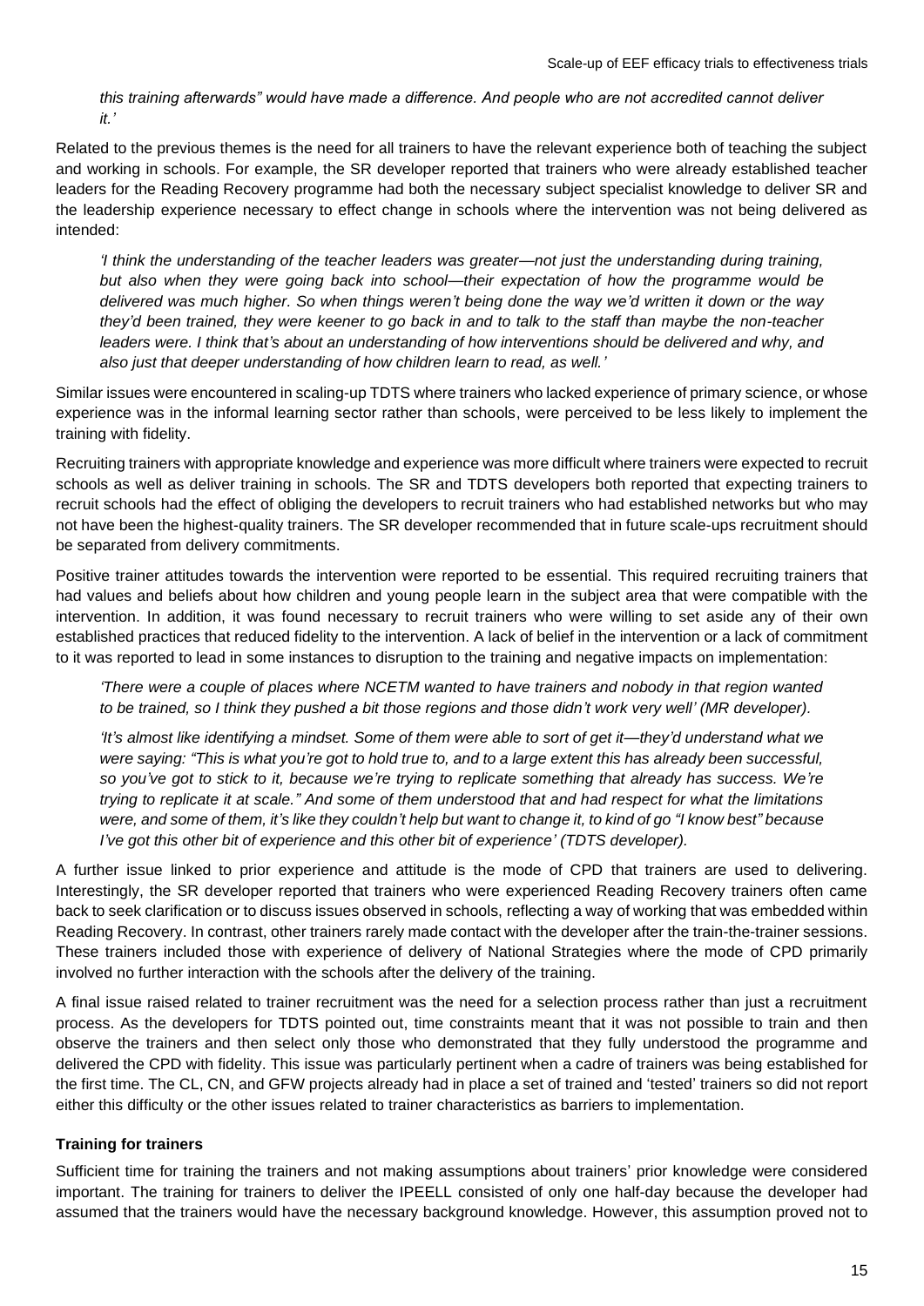*this training afterwards" would have made a difference. And people who are not accredited cannot deliver it.'*

Related to the previous themes is the need for all trainers to have the relevant experience both of teaching the subject and working in schools. For example, the SR developer reported that trainers who were already established teacher leaders for the Reading Recovery programme had both the necessary subject specialist knowledge to deliver SR and the leadership experience necessary to effect change in schools where the intervention was not being delivered as intended:

> *'I think the understanding of the teacher leaders was greater—not just the understanding during training, but also when they were going back into school—their expectation of how the programme would be delivered was much higher. So when things weren't being done the way we'd written it down or the way they'd been trained, they were keener to go back in and to talk to the staff than maybe the non-teacher leaders were. I think that's about an understanding of how interventions should be delivered and why, and also just that deeper understanding of how children learn to read, as well.'*

Similar issues were encountered in scaling-up TDTS where trainers who lacked experience of primary science, or whose experience was in the informal learning sector rather than schools, were perceived to be less likely to implement the training with fidelity.

Recruiting trainers with appropriate knowledge and experience was more difficult where trainers were expected to recruit schools as well as deliver training in schools. The SR and TDTS developers both reported that expecting trainers to recruit schools had the effect of obliging the developers to recruit trainers who had established networks but who may not have been the highest-quality trainers. The SR developer recommended that in future scale-ups recruitment should be separated from delivery commitments.

Positive trainer attitudes towards the intervention were reported to be essential. This required recruiting trainers that had values and beliefs about how children and young people learn in the subject area that were compatible with the intervention. In addition, it was found necessary to recruit trainers who were willing to set aside any of their own established practices that reduced fidelity to the intervention. A lack of belief in the intervention or a lack of commitment to it was reported to lead in some instances to disruption to the training and negative impacts on implementation:

> *'There were a couple of places where NCETM wanted to have trainers and nobody in that region wanted to be trained, so I think they pushed a bit those regions and those didn't work very well' (MR developer).*

> *'It's almost like identifying a mindset. Some of them were able to sort of get it—they'd understand what we were saying: "This is what you're got to hold true to, and to a large extent this has already been successful, so you've got to stick to it, because we're trying to replicate something that already has success. We're trying to replicate it at scale." And some of them understood that and had respect for what the limitations were, and some of them, it's like they couldn't help but want to change it, to kind of go "I know best" because I've got this other bit of experience and this other bit of experience' (TDTS developer).*

A further issue linked to prior experience and attitude is the mode of CPD that trainers are used to delivering. Interestingly, the SR developer reported that trainers who were experienced Reading Recovery trainers often came back to seek clarification or to discuss issues observed in schools, reflecting a way of working that was embedded within Reading Recovery. In contrast, other trainers rarely made contact with the developer after the train-the-trainer sessions. These trainers included those with experience of delivery of National Strategies where the mode of CPD primarily involved no further interaction with the schools after the delivery of the training.

A final issue raised related to trainer recruitment was the need for a selection process rather than just a recruitment process. As the developers for TDTS pointed out, time constraints meant that it was not possible to train and then observe the trainers and then select only those who demonstrated that they fully understood the programme and delivered the CPD with fidelity. This issue was particularly pertinent when a cadre of trainers was being established for the first time. The CL, CN, and GFW projects already had in place a set of trained and 'tested' trainers so did not report either this difficulty or the other issues related to trainer characteristics as barriers to implementation.

**Training for trainers**

Sufficient time for training the trainers and not making assumptions about trainers' prior knowledge were considered important. The training for trainers to deliver the IPEELL consisted of only one half-day because the developer had assumed that the trainers would have the necessary background knowledge. However, this assumption proved not to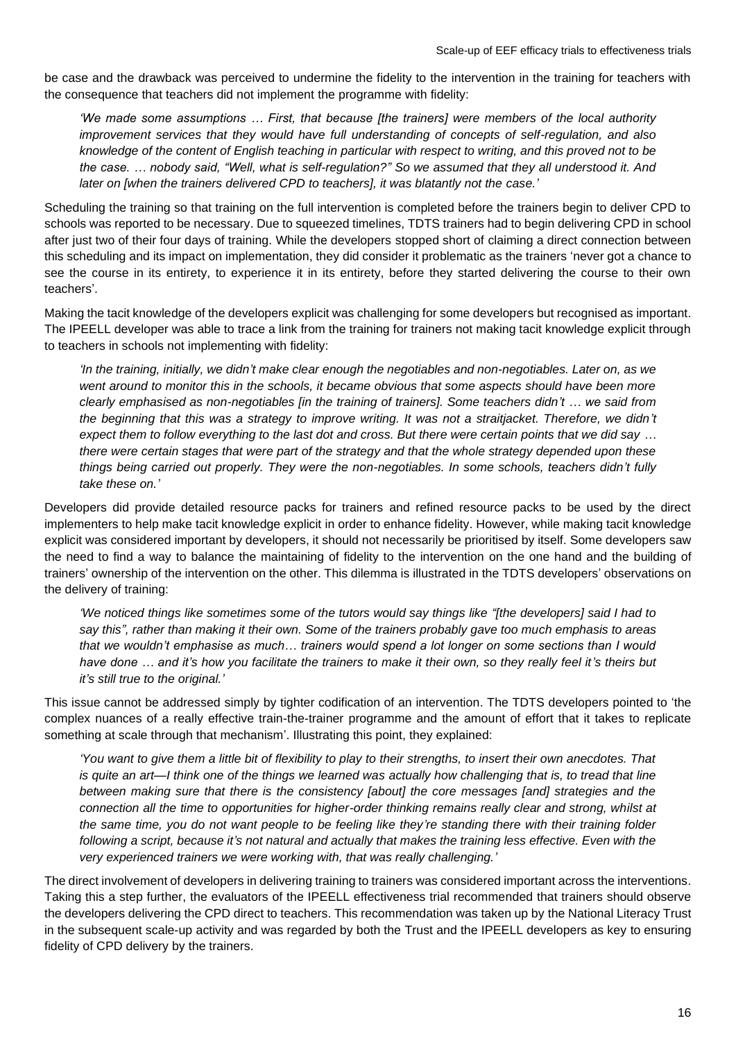be case and the drawback was perceived to undermine the fidelity to the intervention in the training for teachers with the consequence that teachers did not implement the programme with fidelity:

> *'We made some assumptions … First, that because [the trainers] were members of the local authority improvement services that they would have full understanding of concepts of self-regulation, and also knowledge of the content of English teaching in particular with respect to writing, and this proved not to be the case. … nobody said, "Well, what is self-regulation?" So we assumed that they all understood it. And later on [when the trainers delivered CPD to teachers], it was blatantly not the case.'*

Scheduling the training so that training on the full intervention is completed before the trainers begin to deliver CPD to schools was reported to be necessary. Due to squeezed timelines, TDTS trainers had to begin delivering CPD in school after just two of their four days of training. While the developers stopped short of claiming a direct connection between this scheduling and its impact on implementation, they did consider it problematic as the trainers 'never got a chance to see the course in its entirety, to experience it in its entirety, before they started delivering the course to their own teachers'.

Making the tacit knowledge of the developers explicit was challenging for some developers but recognised as important. The IPEELL developer was able to trace a link from the training for trainers not making tacit knowledge explicit through to teachers in schools not implementing with fidelity:

> *'In the training, initially, we didn't make clear enough the negotiables and non-negotiables. Later on, as we went around to monitor this in the schools, it became obvious that some aspects should have been more clearly emphasised as non-negotiables [in the training of trainers]. Some teachers didn't … we said from the beginning that this was a strategy to improve writing. It was not a straitjacket. Therefore, we didn't expect them to follow everything to the last dot and cross. But there were certain points that we did say … there were certain stages that were part of the strategy and that the whole strategy depended upon these things being carried out properly. They were the non-negotiables. In some schools, teachers didn't fully take these on.'*

Developers did provide detailed resource packs for trainers and refined resource packs to be used by the direct implementers to help make tacit knowledge explicit in order to enhance fidelity. However, while making tacit knowledge explicit was considered important by developers, it should not necessarily be prioritised by itself. Some developers saw the need to find a way to balance the maintaining of fidelity to the intervention on the one hand and the building of trainers' ownership of the intervention on the other. This dilemma is illustrated in the TDTS developers' observations on the delivery of training:

> *'We noticed things like sometimes some of the tutors would say things like "[the developers] said I had to say this", rather than making it their own. Some of the trainers probably gave too much emphasis to areas that we wouldn't emphasise as much… trainers would spend a lot longer on some sections than I would have done … and it's how you facilitate the trainers to make it their own, so they really feel it's theirs but it's still true to the original.'*

This issue cannot be addressed simply by tighter codification of an intervention. The TDTS developers pointed to 'the complex nuances of a really effective train-the-trainer programme and the amount of effort that it takes to replicate something at scale through that mechanism'. Illustrating this point, they explained:

> *'You want to give them a little bit of flexibility to play to their strengths, to insert their own anecdotes. That is quite an art—I think one of the things we learned was actually how challenging that is, to tread that line between making sure that there is the consistency [about] the core messages [and] strategies and the connection all the time to opportunities for higher-order thinking remains really clear and strong, whilst at the same time, you do not want people to be feeling like they're standing there with their training folder following a script, because it's not natural and actually that makes the training less effective. Even with the very experienced trainers we were working with, that was really challenging.'*

The direct involvement of developers in delivering training to trainers was considered important across the interventions. Taking this a step further, the evaluators of the IPEELL effectiveness trial recommended that trainers should observe the developers delivering the CPD direct to teachers. This recommendation was taken up by the National Literacy Trust in the subsequent scale-up activity and was regarded by both the Trust and the IPEELL developers as key to ensuring fidelity of CPD delivery by the trainers.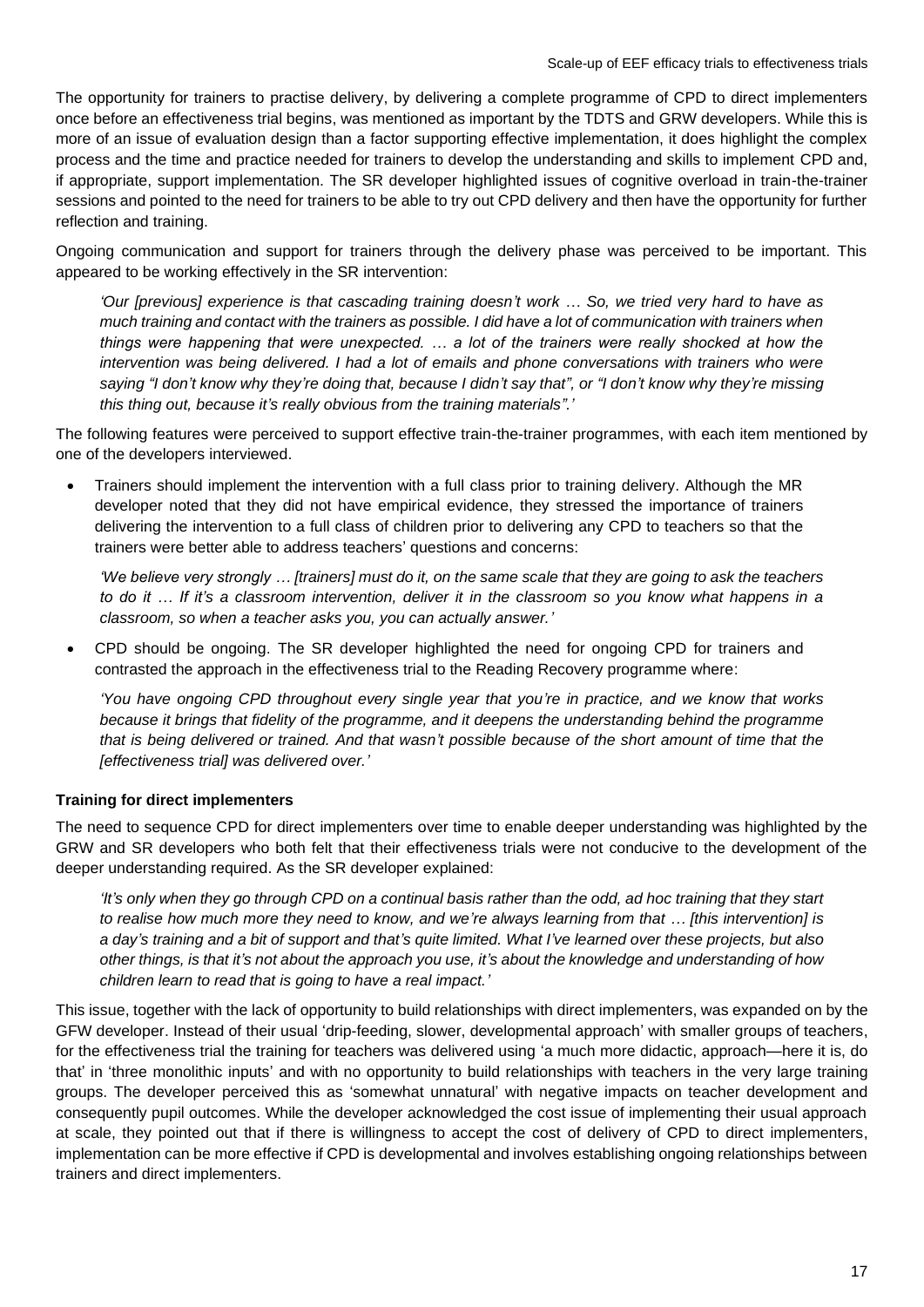The opportunity for trainers to practise delivery, by delivering a complete programme of CPD to direct implementers once before an effectiveness trial begins, was mentioned as important by the TDTS and GRW developers. While this is more of an issue of evaluation design than a factor supporting effective implementation, it does highlight the complex process and the time and practice needed for trainers to develop the understanding and skills to implement CPD and, if appropriate, support implementation. The SR developer highlighted issues of cognitive overload in train-the-trainer sessions and pointed to the need for trainers to be able to try out CPD delivery and then have the opportunity for further reflection and training.

Ongoing communication and support for trainers through the delivery phase was perceived to be important. This appeared to be working effectively in the SR intervention:

> *'Our [previous] experience is that cascading training doesn't work … So, we tried very hard to have as much training and contact with the trainers as possible. I did have a lot of communication with trainers when things were happening that were unexpected. … a lot of the trainers were really shocked at how the intervention was being delivered. I had a lot of emails and phone conversations with trainers who were saying "I don't know why they're doing that, because I didn't say that", or "I don't know why they're missing this thing out, because it's really obvious from the training materials".'*

The following features were perceived to support effective train-the-trainer programmes, with each item mentioned by one of the developers interviewed.

- Trainers should implement the intervention with a full class prior to training delivery. Although the MR developer noted that they did not have empirical evidence, they stressed the importance of trainers delivering the intervention to a full class of children prior to delivering any CPD to teachers so that the trainers were better able to address teachers' questions and concerns:

  *'We believe very strongly … [trainers] must do it, on the same scale that they are going to ask the teachers to do it … If it's a classroom intervention, deliver it in the classroom so you know what happens in a classroom, so when a teacher asks you, you can actually answer.'*

- CPD should be ongoing. The SR developer highlighted the need for ongoing CPD for trainers and contrasted the approach in the effectiveness trial to the Reading Recovery programme where:

  *'You have ongoing CPD throughout every single year that you're in practice, and we know that works because it brings that fidelity of the programme, and it deepens the understanding behind the programme that is being delivered or trained. And that wasn't possible because of the short amount of time that the [effectiveness trial] was delivered over.'*

**Training for direct implementers**

The need to sequence CPD for direct implementers over time to enable deeper understanding was highlighted by the GRW and SR developers who both felt that their effectiveness trials were not conducive to the development of the deeper understanding required. As the SR developer explained:

> *'It's only when they go through CPD on a continual basis rather than the odd, ad hoc training that they start to realise how much more they need to know, and we're always learning from that … [this intervention] is a day's training and a bit of support and that's quite limited. What I've learned over these projects, but also other things, is that it's not about the approach you use, it's about the knowledge and understanding of how children learn to read that is going to have a real impact.'*

This issue, together with the lack of opportunity to build relationships with direct implementers, was expanded on by the GFW developer. Instead of their usual 'drip-feeding, slower, developmental approach' with smaller groups of teachers, for the effectiveness trial the training for teachers was delivered using 'a much more didactic, approach—here it is, do that' in 'three monolithic inputs' and with no opportunity to build relationships with teachers in the very large training groups. The developer perceived this as 'somewhat unnatural' with negative impacts on teacher development and consequently pupil outcomes. While the developer acknowledged the cost issue of implementing their usual approach at scale, they pointed out that if there is willingness to accept the cost of delivery of CPD to direct implementers, implementation can be more effective if CPD is developmental and involves establishing ongoing relationships between trainers and direct implementers.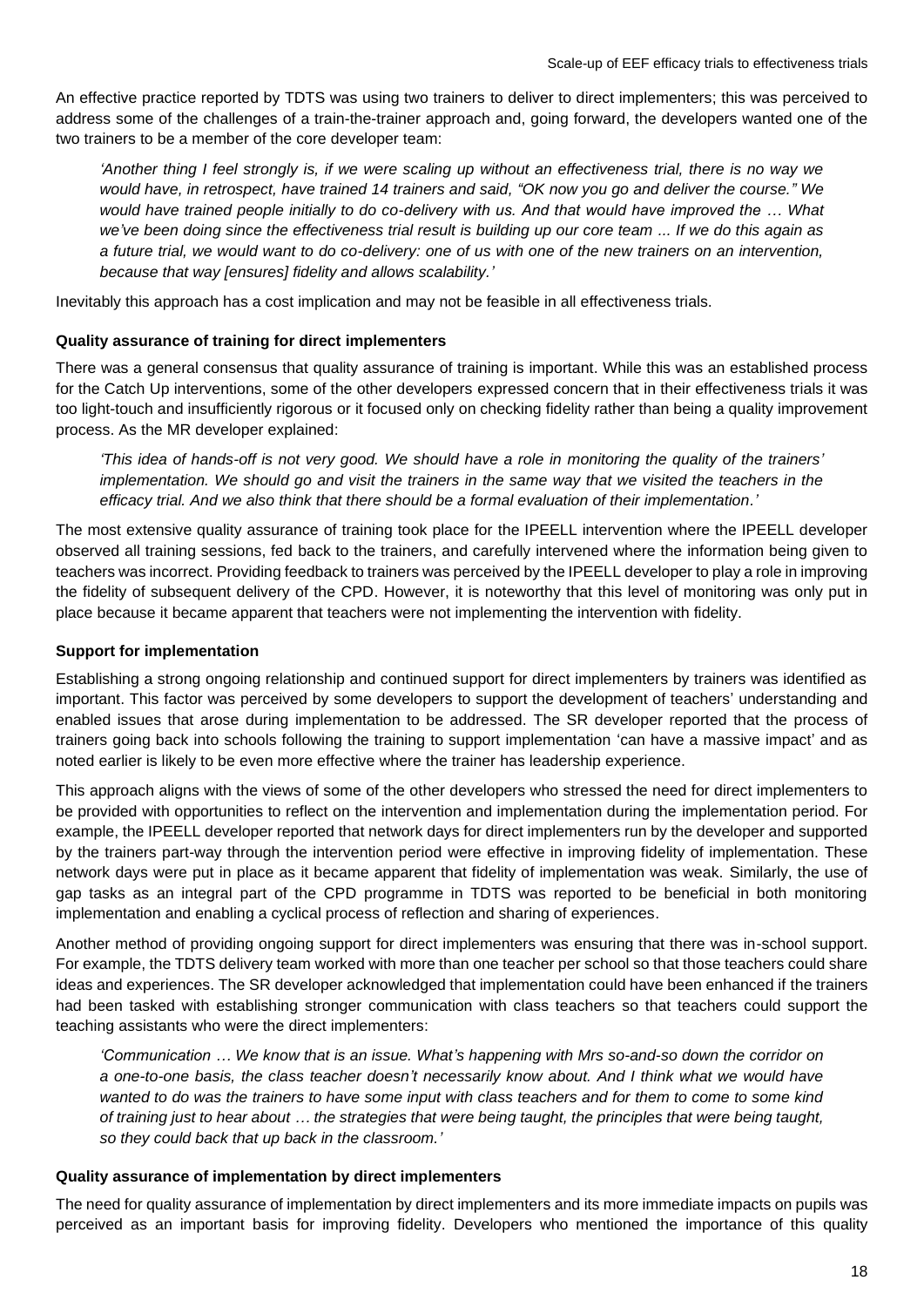An effective practice reported by TDTS was using two trainers to deliver to direct implementers; this was perceived to address some of the challenges of a train-the-trainer approach and, going forward, the developers wanted one of the two trainers to be a member of the core developer team:

> *'Another thing I feel strongly is, if we were scaling up without an effectiveness trial, there is no way we would have, in retrospect, have trained 14 trainers and said, "OK now you go and deliver the course." We would have trained people initially to do co-delivery with us. And that would have improved the … What we've been doing since the effectiveness trial result is building up our core team ... If we do this again as a future trial, we would want to do co-delivery: one of us with one of the new trainers on an intervention, because that way [ensures] fidelity and allows scalability.'*

Inevitably this approach has a cost implication and may not be feasible in all effectiveness trials.

**Quality assurance of training for direct implementers**

There was a general consensus that quality assurance of training is important. While this was an established process for the Catch Up interventions, some of the other developers expressed concern that in their effectiveness trials it was too light-touch and insufficiently rigorous or it focused only on checking fidelity rather than being a quality improvement process. As the MR developer explained:

> *'This idea of hands-off is not very good. We should have a role in monitoring the quality of the trainers' implementation. We should go and visit the trainers in the same way that we visited the teachers in the efficacy trial. And we also think that there should be a formal evaluation of their implementation.'*

The most extensive quality assurance of training took place for the IPEELL intervention where the IPEELL developer observed all training sessions, fed back to the trainers, and carefully intervened where the information being given to teachers was incorrect. Providing feedback to trainers was perceived by the IPEELL developer to play a role in improving the fidelity of subsequent delivery of the CPD. However, it is noteworthy that this level of monitoring was only put in place because it became apparent that teachers were not implementing the intervention with fidelity.

**Support for implementation**

Establishing a strong ongoing relationship and continued support for direct implementers by trainers was identified as important. This factor was perceived by some developers to support the development of teachers' understanding and enabled issues that arose during implementation to be addressed. The SR developer reported that the process of trainers going back into schools following the training to support implementation 'can have a massive impact' and as noted earlier is likely to be even more effective where the trainer has leadership experience.

This approach aligns with the views of some of the other developers who stressed the need for direct implementers to be provided with opportunities to reflect on the intervention and implementation during the implementation period. For example, the IPEELL developer reported that network days for direct implementers run by the developer and supported by the trainers part-way through the intervention period were effective in improving fidelity of implementation. These network days were put in place as it became apparent that fidelity of implementation was weak. Similarly, the use of gap tasks as an integral part of the CPD programme in TDTS was reported to be beneficial in both monitoring implementation and enabling a cyclical process of reflection and sharing of experiences.

Another method of providing ongoing support for direct implementers was ensuring that there was in-school support. For example, the TDTS delivery team worked with more than one teacher per school so that those teachers could share ideas and experiences. The SR developer acknowledged that implementation could have been enhanced if the trainers had been tasked with establishing stronger communication with class teachers so that teachers could support the teaching assistants who were the direct implementers:

> *'Communication … We know that is an issue. What's happening with Mrs so-and-so down the corridor on a one-to-one basis, the class teacher doesn't necessarily know about. And I think what we would have wanted to do was the trainers to have some input with class teachers and for them to come to some kind of training just to hear about … the strategies that were being taught, the principles that were being taught, so they could back that up back in the classroom.'*

**Quality assurance of implementation by direct implementers**

The need for quality assurance of implementation by direct implementers and its more immediate impacts on pupils was perceived as an important basis for improving fidelity. Developers who mentioned the importance of this quality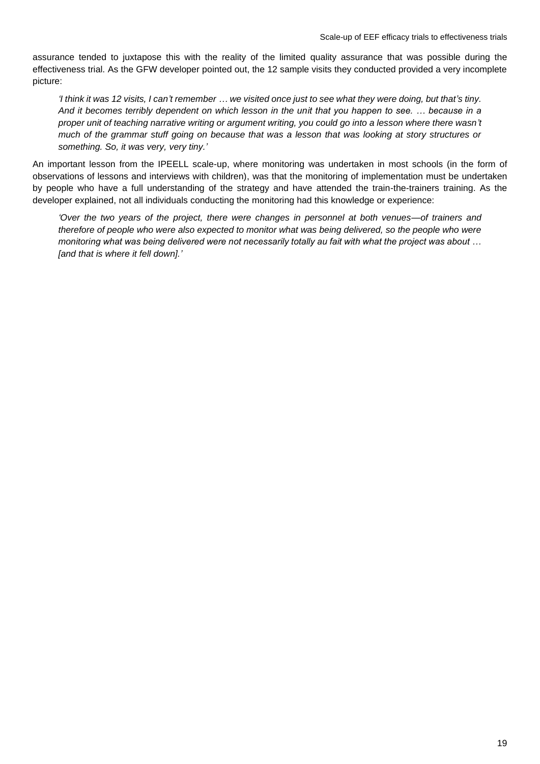assurance tended to juxtapose this with the reality of the limited quality assurance that was possible during the effectiveness trial. As the GFW developer pointed out, the 12 sample visits they conducted provided a very incomplete picture:

> *'I think it was 12 visits, I can't remember … we visited once just to see what they were doing, but that's tiny. And it becomes terribly dependent on which lesson in the unit that you happen to see. … because in a proper unit of teaching narrative writing or argument writing, you could go into a lesson where there wasn't much of the grammar stuff going on because that was a lesson that was looking at story structures or something. So, it was very, very tiny.'*

An important lesson from the IPEELL scale-up, where monitoring was undertaken in most schools (in the form of observations of lessons and interviews with children), was that the monitoring of implementation must be undertaken by people who have a full understanding of the strategy and have attended the train-the-trainers training. As the developer explained, not all individuals conducting the monitoring had this knowledge or experience:

> *'Over the two years of the project, there were changes in personnel at both venues—of trainers and therefore of people who were also expected to monitor what was being delivered, so the people who were monitoring what was being delivered were not necessarily totally au fait with what the project was about … [and that is where it fell down].'*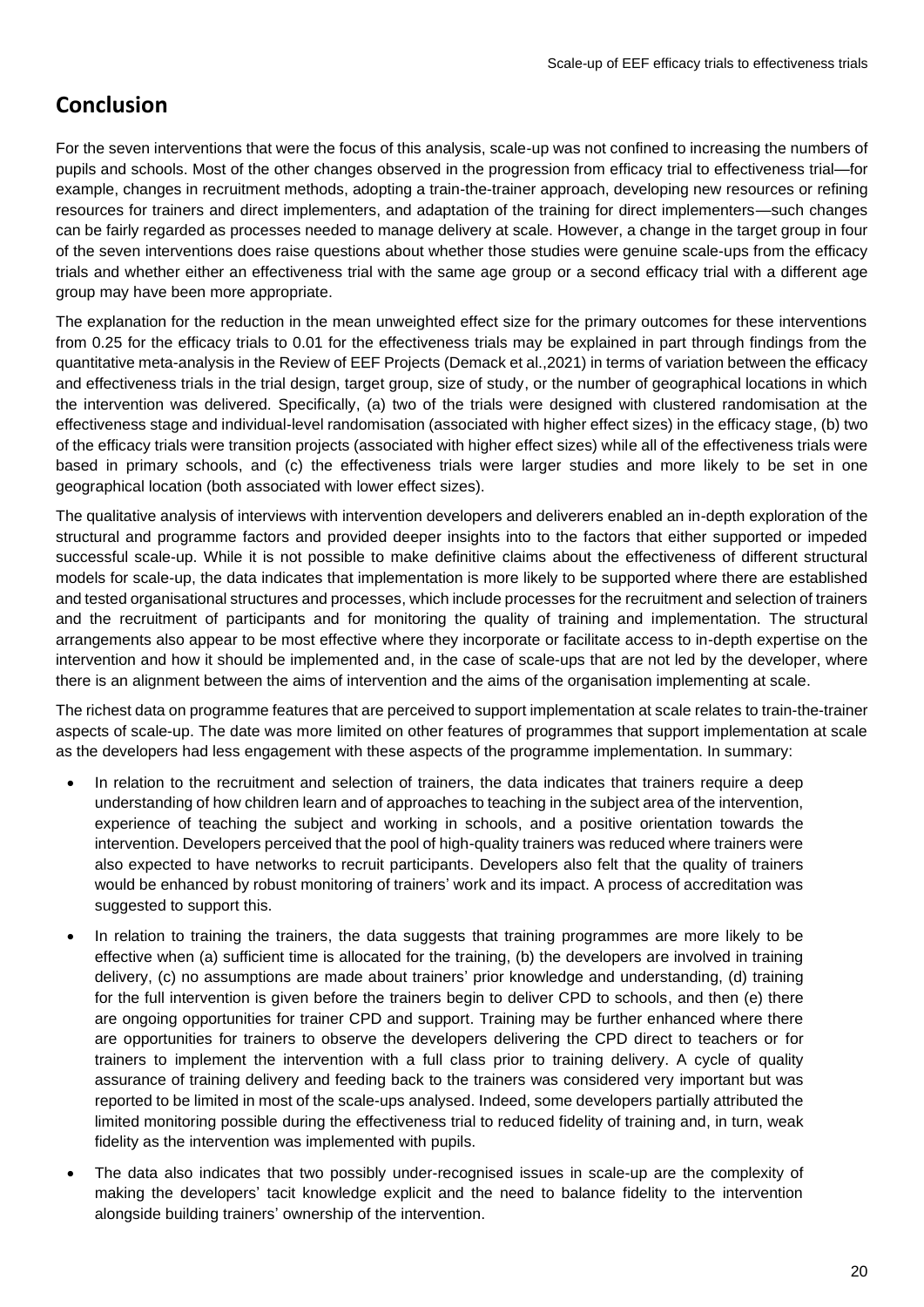## Conclusion

For the seven interventions that were the focus of this analysis, scale-up was not confined to increasing the numbers of pupils and schools. Most of the other changes observed in the progression from efficacy trial to effectiveness trial—for example, changes in recruitment methods, adopting a train-the-trainer approach, developing new resources or refining resources for trainers and direct implementers, and adaptation of the training for direct implementers—such changes can be fairly regarded as processes needed to manage delivery at scale. However, a change in the target group in four of the seven interventions does raise questions about whether those studies were genuine scale-ups from the efficacy trials and whether either an effectiveness trial with the same age group or a second efficacy trial with a different age group may have been more appropriate.

The explanation for the reduction in the mean unweighted effect size for the primary outcomes for these interventions from 0.25 for the efficacy trials to 0.01 for the effectiveness trials may be explained in part through findings from the quantitative meta-analysis in the Review of EEF Projects (Demack et al.,2021) in terms of variation between the efficacy and effectiveness trials in the trial design, target group, size of study, or the number of geographical locations in which the intervention was delivered. Specifically, (a) two of the trials were designed with clustered randomisation at the effectiveness stage and individual-level randomisation (associated with higher effect sizes) in the efficacy stage, (b) two of the efficacy trials were transition projects (associated with higher effect sizes) while all of the effectiveness trials were based in primary schools, and (c) the effectiveness trials were larger studies and more likely to be set in one geographical location (both associated with lower effect sizes).

The qualitative analysis of interviews with intervention developers and deliverers enabled an in-depth exploration of the structural and programme factors and provided deeper insights into to the factors that either supported or impeded successful scale-up. While it is not possible to make definitive claims about the effectiveness of different structural models for scale-up, the data indicates that implementation is more likely to be supported where there are established and tested organisational structures and processes, which include processes for the recruitment and selection of trainers and the recruitment of participants and for monitoring the quality of training and implementation. The structural arrangements also appear to be most effective where they incorporate or facilitate access to in-depth expertise on the intervention and how it should be implemented and, in the case of scale-ups that are not led by the developer, where there is an alignment between the aims of intervention and the aims of the organisation implementing at scale.

The richest data on programme features that are perceived to support implementation at scale relates to train-the-trainer aspects of scale-up. The date was more limited on other features of programmes that support implementation at scale as the developers had less engagement with these aspects of the programme implementation. In summary:

- In relation to the recruitment and selection of trainers, the data indicates that trainers require a deep understanding of how children learn and of approaches to teaching in the subject area of the intervention, experience of teaching the subject and working in schools, and a positive orientation towards the intervention. Developers perceived that the pool of high-quality trainers was reduced where trainers were also expected to have networks to recruit participants. Developers also felt that the quality of trainers would be enhanced by robust monitoring of trainers' work and its impact. A process of accreditation was suggested to support this.
- In relation to training the trainers, the data suggests that training programmes are more likely to be effective when (a) sufficient time is allocated for the training, (b) the developers are involved in training delivery, (c) no assumptions are made about trainers' prior knowledge and understanding, (d) training for the full intervention is given before the trainers begin to deliver CPD to schools, and then (e) there are ongoing opportunities for trainer CPD and support. Training may be further enhanced where there are opportunities for trainers to observe the developers delivering the CPD direct to teachers or for trainers to implement the intervention with a full class prior to training delivery. A cycle of quality assurance of training delivery and feeding back to the trainers was considered very important but was reported to be limited in most of the scale-ups analysed. Indeed, some developers partially attributed the limited monitoring possible during the effectiveness trial to reduced fidelity of training and, in turn, weak fidelity as the intervention was implemented with pupils.
- The data also indicates that two possibly under-recognised issues in scale-up are the complexity of making the developers' tacit knowledge explicit and the need to balance fidelity to the intervention alongside building trainers' ownership of the intervention.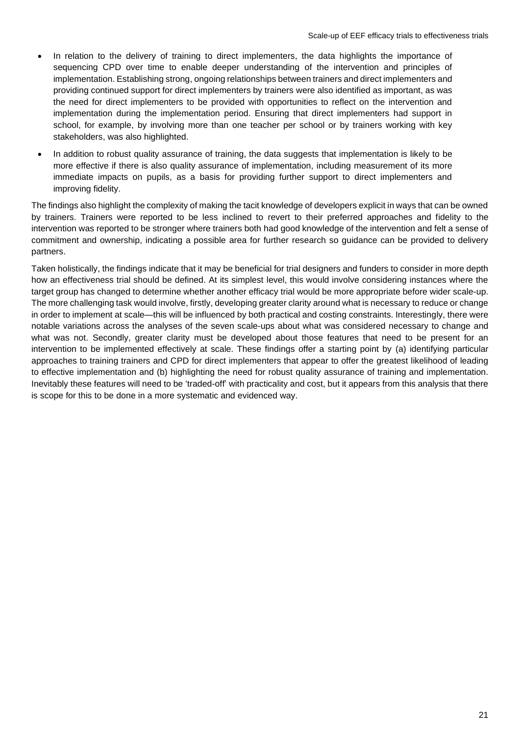- In relation to the delivery of training to direct implementers, the data highlights the importance of sequencing CPD over time to enable deeper understanding of the intervention and principles of implementation. Establishing strong, ongoing relationships between trainers and direct implementers and providing continued support for direct implementers by trainers were also identified as important, as was the need for direct implementers to be provided with opportunities to reflect on the intervention and implementation during the implementation period. Ensuring that direct implementers had support in school, for example, by involving more than one teacher per school or by trainers working with key stakeholders, was also highlighted.
- In addition to robust quality assurance of training, the data suggests that implementation is likely to be more effective if there is also quality assurance of implementation, including measurement of its more immediate impacts on pupils, as a basis for providing further support to direct implementers and improving fidelity.

The findings also highlight the complexity of making the tacit knowledge of developers explicit in ways that can be owned by trainers. Trainers were reported to be less inclined to revert to their preferred approaches and fidelity to the intervention was reported to be stronger where trainers both had good knowledge of the intervention and felt a sense of commitment and ownership, indicating a possible area for further research so guidance can be provided to delivery partners.

Taken holistically, the findings indicate that it may be beneficial for trial designers and funders to consider in more depth how an effectiveness trial should be defined. At its simplest level, this would involve considering instances where the target group has changed to determine whether another efficacy trial would be more appropriate before wider scale-up. The more challenging task would involve, firstly, developing greater clarity around what is necessary to reduce or change in order to implement at scale—this will be influenced by both practical and costing constraints. Interestingly, there were notable variations across the analyses of the seven scale-ups about what was considered necessary to change and what was not. Secondly, greater clarity must be developed about those features that need to be present for an intervention to be implemented effectively at scale. These findings offer a starting point by (a) identifying particular approaches to training trainers and CPD for direct implementers that appear to offer the greatest likelihood of leading to effective implementation and (b) highlighting the need for robust quality assurance of training and implementation. Inevitably these features will need to be 'traded-off' with practicality and cost, but it appears from this analysis that there is scope for this to be done in a more systematic and evidenced way.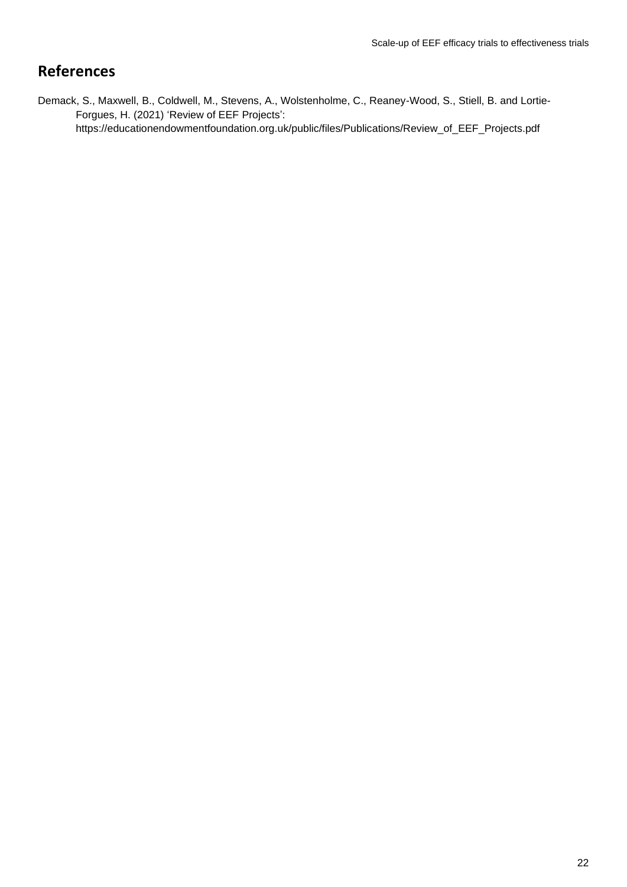# References

Demack, S., Maxwell, B., Coldwell, M., Stevens, A., Wolstenholme, C., Reaney-Wood, S., Stiell, B. and Lortie-Forgues, H. (2021) 'Review of EEF Projects': https://educationendowmentfoundation.org.uk/public/files/Publications/Review_of_EEF_Projects.pdf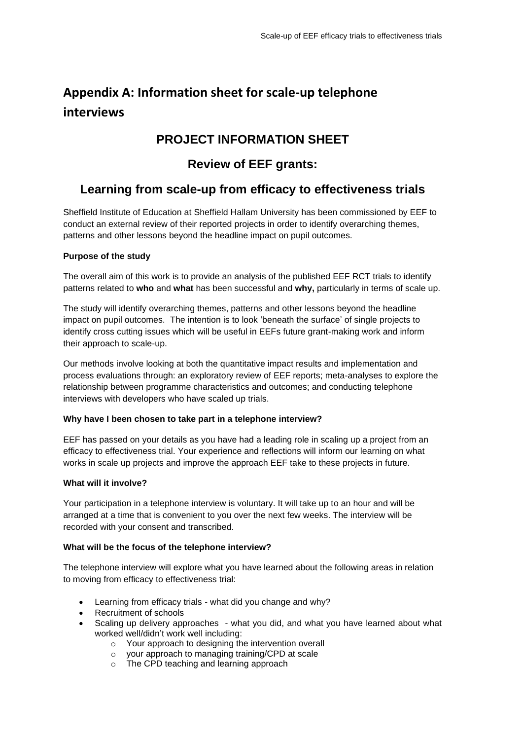# Appendix A: Information sheet for scale-up telephone interviews

## PROJECT INFORMATION SHEET

## Review of EEF grants:

## Learning from scale-up from efficacy to effectiveness trials

Sheffield Institute of Education at Sheffield Hallam University has been commissioned by EEF to conduct an external review of their reported projects in order to identify overarching themes, patterns and other lessons beyond the headline impact on pupil outcomes.

**Purpose of the study**

The overall aim of this work is to provide an analysis of the published EEF RCT trials to identify patterns related to **who** and **what** has been successful and **why,** particularly in terms of scale up.

The study will identify overarching themes, patterns and other lessons beyond the headline impact on pupil outcomes. The intention is to look 'beneath the surface' of single projects to identify cross cutting issues which will be useful in EEFs future grant-making work and inform their approach to scale-up.

Our methods involve looking at both the quantitative impact results and implementation and process evaluations through: an exploratory review of EEF reports; meta-analyses to explore the relationship between programme characteristics and outcomes; and conducting telephone interviews with developers who have scaled up trials.

**Why have I been chosen to take part in a telephone interview?**

EEF has passed on your details as you have had a leading role in scaling up a project from an efficacy to effectiveness trial. Your experience and reflections will inform our learning on what works in scale up projects and improve the approach EEF take to these projects in future.

**What will it involve?**

Your participation in a telephone interview is voluntary. It will take up to an hour and will be arranged at a time that is convenient to you over the next few weeks. The interview will be recorded with your consent and transcribed.

**What will be the focus of the telephone interview?**

The telephone interview will explore what you have learned about the following areas in relation to moving from efficacy to effectiveness trial:

- Learning from efficacy trials - what did you change and why?
- Recruitment of schools
- Scaling up delivery approaches - what you did, and what you have learned about what worked well/didn't work well including:
  - Your approach to designing the intervention overall
  - your approach to managing training/CPD at scale
  - The CPD teaching and learning approach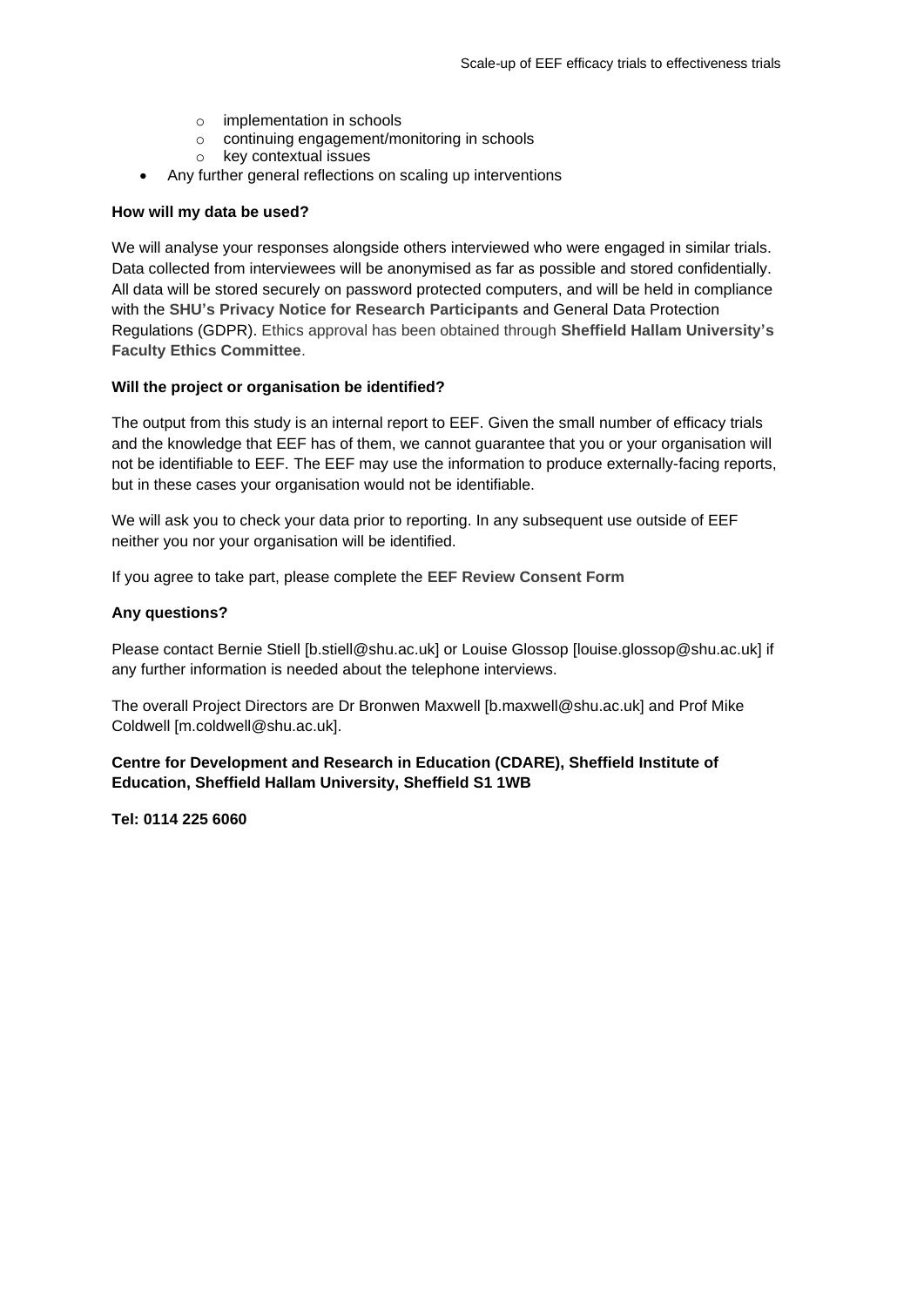- implementation in schools
  - continuing engagement/monitoring in schools
  - key contextual issues
- Any further general reflections on scaling up interventions

**How will my data be used?**

We will analyse your responses alongside others interviewed who were engaged in similar trials. Data collected from interviewees will be anonymised as far as possible and stored confidentially. All data will be stored securely on password protected computers, and will be held in compliance with the **SHU's Privacy Notice for Research Participants** and General Data Protection Regulations (GDPR). Ethics approval has been obtained through **Sheffield Hallam University's Faculty Ethics Committee**.

**Will the project or organisation be identified?**

The output from this study is an internal report to EEF. Given the small number of efficacy trials and the knowledge that EEF has of them, we cannot guarantee that you or your organisation will not be identifiable to EEF. The EEF may use the information to produce externally-facing reports, but in these cases your organisation would not be identifiable.

We will ask you to check your data prior to reporting. In any subsequent use outside of EEF neither you nor your organisation will be identified.

If you agree to take part, please complete the **EEF Review Consent Form**

**Any questions?**

Please contact Bernie Stiell [b.stiell@shu.ac.uk] or Louise Glossop [louise.glossop@shu.ac.uk] if any further information is needed about the telephone interviews.

The overall Project Directors are Dr Bronwen Maxwell [b.maxwell@shu.ac.uk] and Prof Mike Coldwell [m.coldwell@shu.ac.uk].

**Centre for Development and Research in Education (CDARE), Sheffield Institute of Education, Sheffield Hallam University, Sheffield S1 1WB**

**Tel: 0114 225 6060**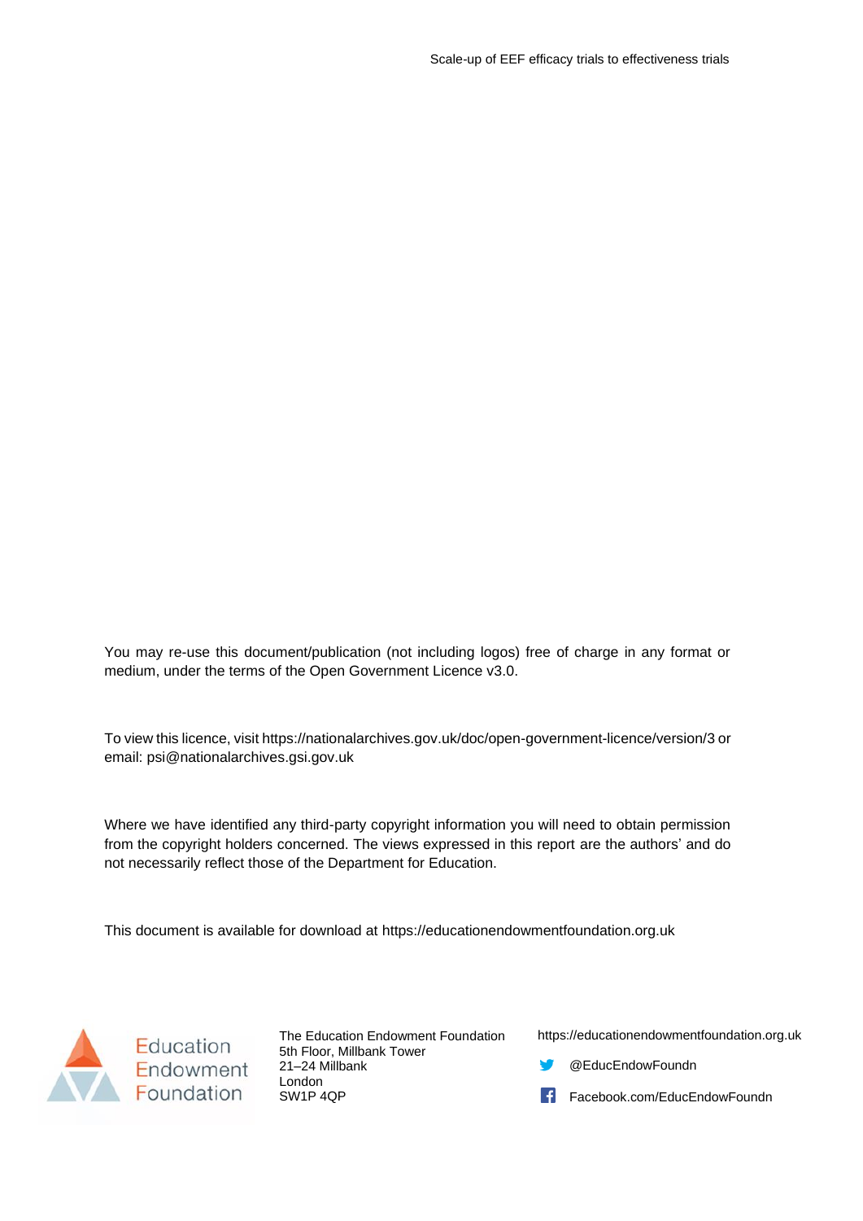You may re-use this document/publication (not including logos) free of charge in any format or medium, under the terms of the Open Government Licence v3.0.

To view this licence, visit https://nationalarchives.gov.uk/doc/open-government-licence/version/3 or email: psi@nationalarchives.gsi.gov.uk

Where we have identified any third-party copyright information you will need to obtain permission from the copyright holders concerned. The views expressed in this report are the authors' and do not necessarily reflect those of the Department for Education.

This document is available for download at https://educationendowmentfoundation.org.uk

Education Endowment Foundation

The Education Endowment Foundation
5th Floor, Millbank Tower
21–24 Millbank
London
SW1P 4QP

https://educationendowmentfoundation.org.uk

@EducEndowFoundn

Facebook.com/EducEndowFoundn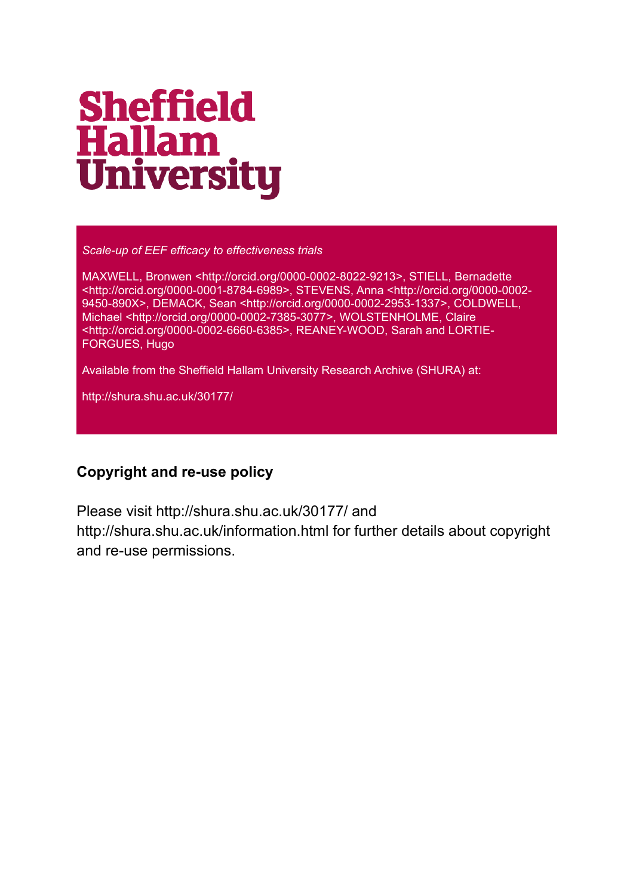# Sheffield Hallam University

*Scale-up of EEF efficacy to effectiveness trials*

MAXWELL, Bronwen <http://orcid.org/0000-0002-8022-9213>, STIELL, Bernadette <http://orcid.org/0000-0001-8784-6989>, STEVENS, Anna <http://orcid.org/0000-0002-9450-890X>, DEMACK, Sean <http://orcid.org/0000-0002-2953-1337>, COLDWELL, Michael <http://orcid.org/0000-0002-7385-3077>, WOLSTENHOLME, Claire <http://orcid.org/0000-0002-6660-6385>, REANEY-WOOD, Sarah and LORTIE-FORGUES, Hugo

Available from the Sheffield Hallam University Research Archive (SHURA) at:

http://shura.shu.ac.uk/30177/

## Copyright and re-use policy

Please visit http://shura.shu.ac.uk/30177/ and http://shura.shu.ac.uk/information.html for further details about copyright and re-use permissions.